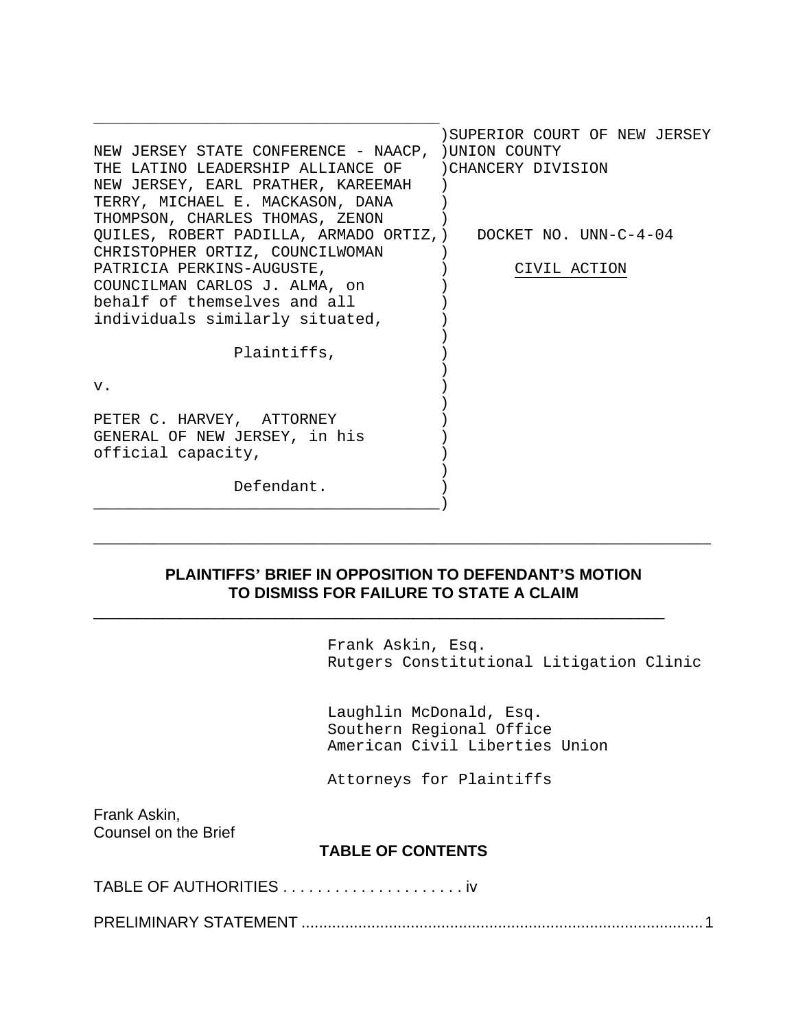NEW JERSEY STATE CONFERENCE - NAACP, THE LATINO LEADERSHIP ALLIANCE OF NEW JERSEY, EARL PRATHER, KAREEMAH TERRY, MICHAEL E. MACKASON, DANA THOMPSON, CHARLES THOMAS, ZENON QUILES, ROBERT PADILLA, ARMADO ORTIZ, CHRISTOPHER ORTIZ, COUNCILWOMAN PATRICIA PERKINS-AUGUSTE, COUNCILMAN CARLOS J. ALMA, on behalf of themselves and all individuals similarly situated,

Plaintiffs,

v.

PETER C. HARVEY, ATTORNEY GENERAL OF NEW JERSEY, in his official capacity,

Defendant.

SUPERIOR COURT OF NEW JERSEY
UNION COUNTY
CHANCERY DIVISION

DOCKET NO. UNN-C-4-04

CIVIL ACTION

---

## PLAINTIFFS' BRIEF IN OPPOSITION TO DEFENDANT'S MOTION TO DISMISS FOR FAILURE TO STATE A CLAIM

---

Frank Askin, Esq.
Rutgers Constitutional Litigation Clinic

Laughlin McDonald, Esq.
Southern Regional Office
American Civil Liberties Union

Attorneys for Plaintiffs

Frank Askin,
Counsel on the Brief

### TABLE OF CONTENTS

TABLE OF AUTHORITIES . . . . . . . . . . . . . . . . . . . . . iv

PRELIMINARY STATEMENT ........................................................................................... 1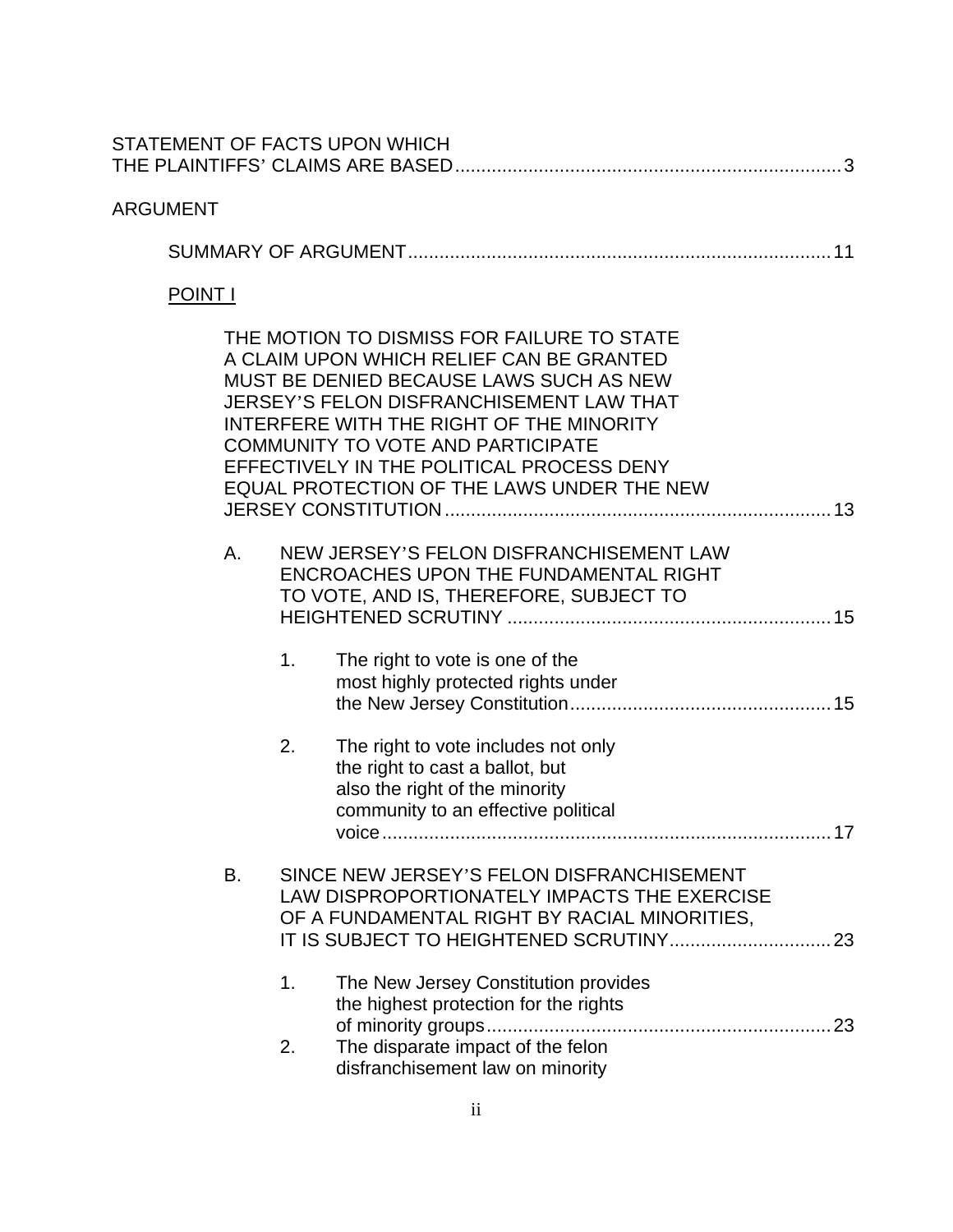STATEMENT OF FACTS UPON WHICH THE PLAINTIFFS' CLAIMS ARE BASED .......... 3

ARGUMENT

SUMMARY OF ARGUMENT .......... 11

POINT I

THE MOTION TO DISMISS FOR FAILURE TO STATE A CLAIM UPON WHICH RELIEF CAN BE GRANTED MUST BE DENIED BECAUSE LAWS SUCH AS NEW JERSEY'S FELON DISFRANCHISEMENT LAW THAT INTERFERE WITH THE RIGHT OF THE MINORITY COMMUNITY TO VOTE AND PARTICIPATE EFFECTIVELY IN THE POLITICAL PROCESS DENY EQUAL PROTECTION OF THE LAWS UNDER THE NEW JERSEY CONSTITUTION .......... 13

A. NEW JERSEY'S FELON DISFRANCHISEMENT LAW ENCROACHES UPON THE FUNDAMENTAL RIGHT TO VOTE, AND IS, THEREFORE, SUBJECT TO HEIGHTENED SCRUTINY .......... 15

1. The right to vote is one of the most highly protected rights under the New Jersey Constitution .......... 15

2. The right to vote includes not only the right to cast a ballot, but also the right of the minority community to an effective political voice .......... 17

B. SINCE NEW JERSEY'S FELON DISFRANCHISEMENT LAW DISPROPORTIONATELY IMPACTS THE EXERCISE OF A FUNDAMENTAL RIGHT BY RACIAL MINORITIES, IT IS SUBJECT TO HEIGHTENED SCRUTINY .......... 23

1. The New Jersey Constitution provides the highest protection for the rights of minority groups .......... 23

2. The disparate impact of the felon disfranchisement law on minority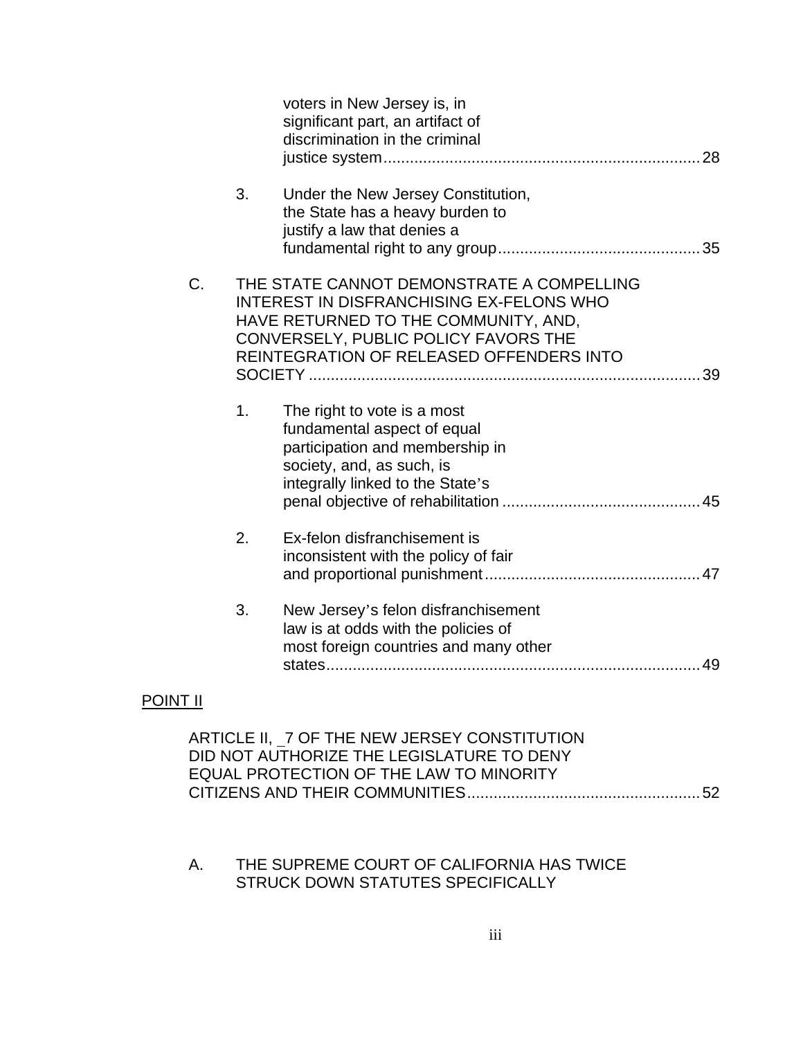voters in New Jersey is, in significant part, an artifact of discrimination in the criminal justice system........................................................................28

3. Under the New Jersey Constitution, the State has a heavy burden to justify a law that denies a fundamental right to any group..............................................35

C. THE STATE CANNOT DEMONSTRATE A COMPELLING INTEREST IN DISFRANCHISING EX-FELONS WHO HAVE RETURNED TO THE COMMUNITY, AND, CONVERSELY, PUBLIC POLICY FAVORS THE REINTEGRATION OF RELEASED OFFENDERS INTO SOCIETY .........................................................................................39

1. The right to vote is a most fundamental aspect of equal participation and membership in society, and, as such, is integrally linked to the State's penal objective of rehabilitation .............................................45

2. Ex-felon disfranchisement is inconsistent with the policy of fair and proportional punishment.................................................47

3. New Jersey's felon disfranchisement law is at odds with the policies of most foreign countries and many other states......................................................................................49

POINT II

ARTICLE II, _7 OF THE NEW JERSEY CONSTITUTION DID NOT AUTHORIZE THE LEGISLATURE TO DENY EQUAL PROTECTION OF THE LAW TO MINORITY CITIZENS AND THEIR COMMUNITIES.....................................................52

A. THE SUPREME COURT OF CALIFORNIA HAS TWICE STRUCK DOWN STATUTES SPECIFICALLY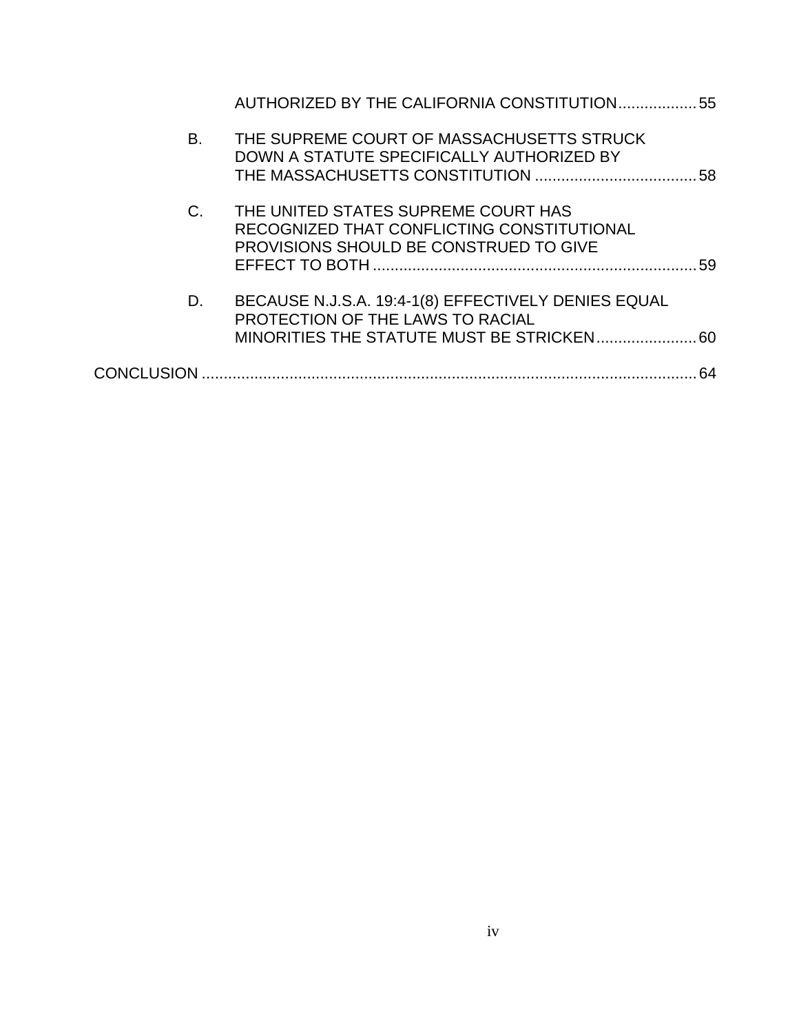AUTHORIZED BY THE CALIFORNIA CONSTITUTION .................. 55

B. THE SUPREME COURT OF MASSACHUSETTS STRUCK DOWN A STATUTE SPECIFICALLY AUTHORIZED BY THE MASSACHUSETTS CONSTITUTION ..................................... 58

C. THE UNITED STATES SUPREME COURT HAS RECOGNIZED THAT CONFLICTING CONSTITUTIONAL PROVISIONS SHOULD BE CONSTRUED TO GIVE EFFECT TO BOTH .......................................................................... 59

D. BECAUSE N.J.S.A. 19:4-1(8) EFFECTIVELY DENIES EQUAL PROTECTION OF THE LAWS TO RACIAL MINORITIES THE STATUTE MUST BE STRICKEN ....................... 60

CONCLUSION ................................................................................................................. 64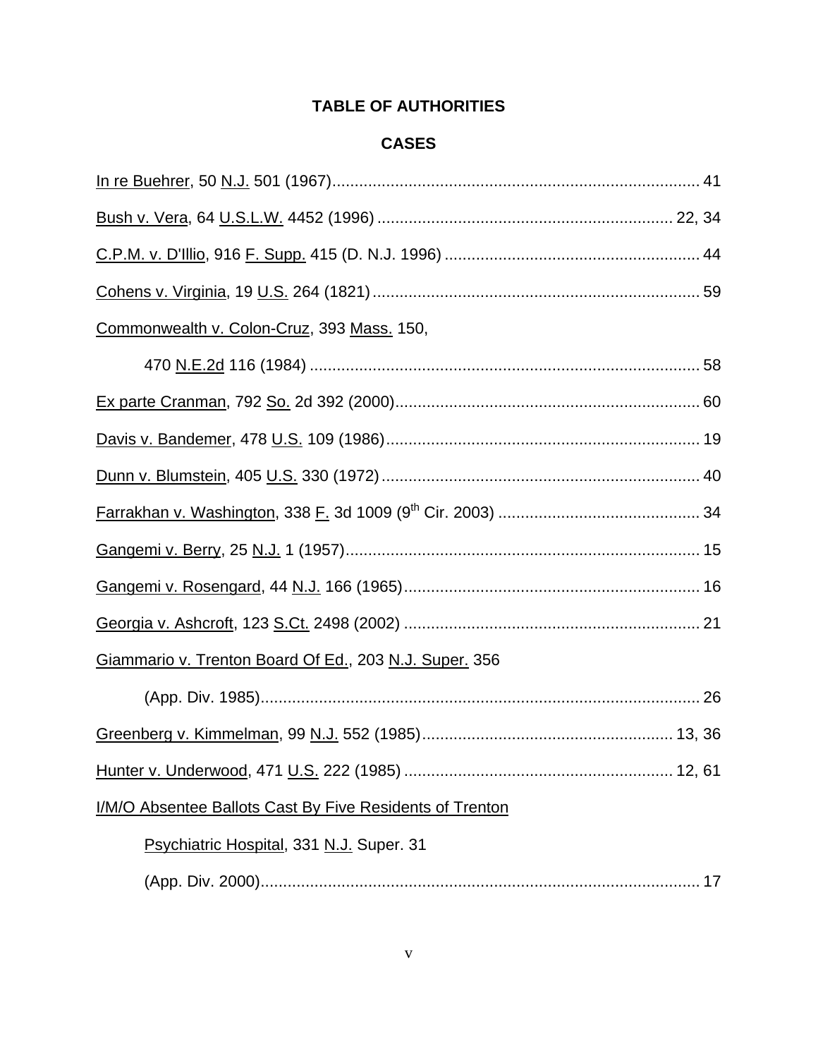# TABLE OF AUTHORITIES

## CASES

In re Buehrer, 50 N.J. 501 (1967) ... 41

Bush v. Vera, 64 U.S.L.W. 4452 (1996) ... 22, 34

C.P.M. v. D'Illio, 916 F. Supp. 415 (D. N.J. 1996) ... 44

Cohens v. Virginia, 19 U.S. 264 (1821) ... 59

Commonwealth v. Colon-Cruz, 393 Mass. 150,
    470 N.E.2d 116 (1984) ... 58

Ex parte Cranman, 792 So. 2d 392 (2000) ... 60

Davis v. Bandemer, 478 U.S. 109 (1986) ... 19

Dunn v. Blumstein, 405 U.S. 330 (1972) ... 40

Farrakhan v. Washington, 338 F. 3d 1009 (9th Cir. 2003) ... 34

Gangemi v. Berry, 25 N.J. 1 (1957) ... 15

Gangemi v. Rosengard, 44 N.J. 166 (1965) ... 16

Georgia v. Ashcroft, 123 S.Ct. 2498 (2002) ... 21

Giammario v. Trenton Board Of Ed., 203 N.J. Super. 356
    (App. Div. 1985) ... 26

Greenberg v. Kimmelman, 99 N.J. 552 (1985) ... 13, 36

Hunter v. Underwood, 471 U.S. 222 (1985) ... 12, 61

I/M/O Absentee Ballots Cast By Five Residents of Trenton
    Psychiatric Hospital, 331 N.J. Super. 31
    (App. Div. 2000) ... 17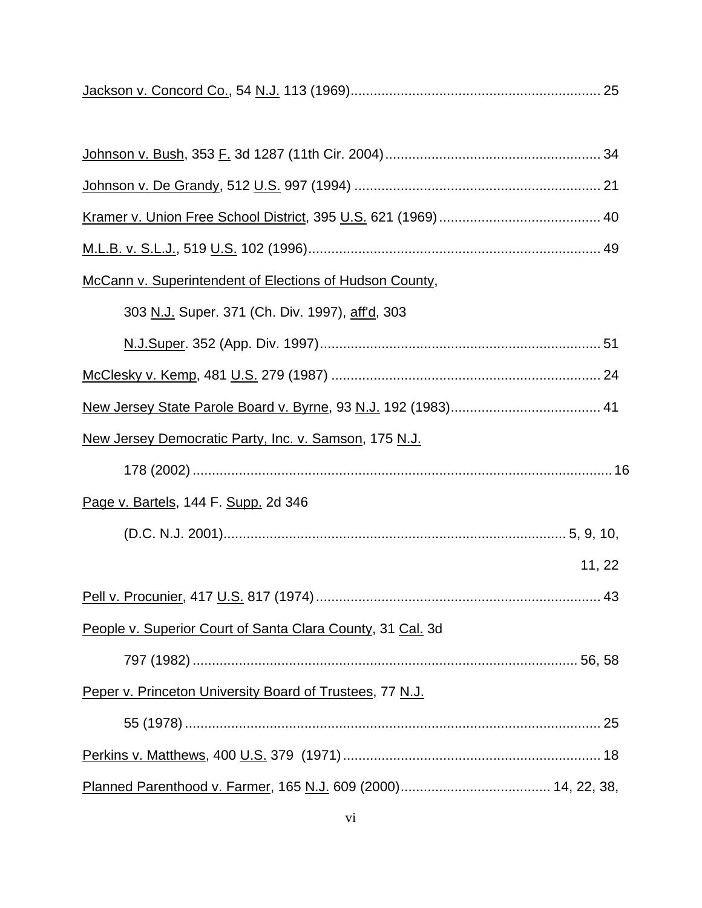Jackson v. Concord Co., 54 N.J. 113 (1969)................................................................ 25

Johnson v. Bush, 353 F. 3d 1287 (11th Cir. 2004)....................................................... 34

Johnson v. De Grandy, 512 U.S. 997 (1994) ............................................................... 21

Kramer v. Union Free School District, 395 U.S. 621 (1969).......................................... 40

M.L.B. v. S.L.J., 519 U.S. 102 (1996)........................................................................... 49

McCann v. Superintendent of Elections of Hudson County,

303 N.J. Super. 371 (Ch. Div. 1997), aff'd, 303

N.J.Super. 352 (App. Div. 1997)......................................................................... 51

McClesky v. Kemp, 481 U.S. 279 (1987) ..................................................................... 24

New Jersey State Parole Board v. Byrne, 93 N.J. 192 (1983)....................................... 41

New Jersey Democratic Party, Inc. v. Samson, 175 N.J.

178 (2002) ............................................................................................................. 16

Page v. Bartels, 144 F. Supp. 2d 346

(D.C. N.J. 2001)........................................................................................ 5, 9, 10,

11, 22

Pell v. Procunier, 417 U.S. 817 (1974).......................................................................... 43

People v. Superior Court of Santa Clara County, 31 Cal. 3d

797 (1982) .................................................................................................... 56, 58

Peper v. Princeton University Board of Trustees, 77 N.J.

55 (1978) ............................................................................................................ 25

Perkins v. Matthews, 400 U.S. 379 (1971) ................................................................... 18

Planned Parenthood v. Farmer, 165 N.J. 609 (2000)....................................... 14, 22, 38,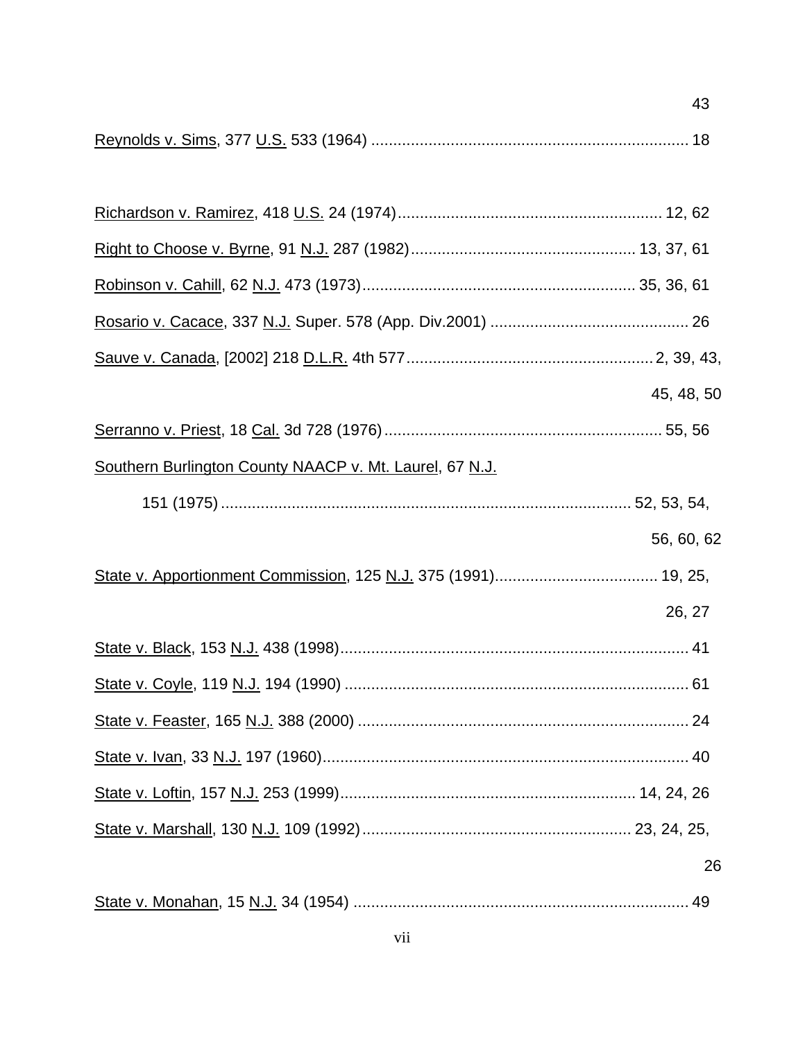43

Reynolds v. Sims, 377 U.S. 533 (1964) ........................................................................ 18

Richardson v. Ramirez, 418 U.S. 24 (1974)............................................................ 12, 62

Right to Choose v. Byrne, 91 N.J. 287 (1982).................................................. 13, 37, 61

Robinson v. Cahill, 62 N.J. 473 (1973)............................................................. 35, 36, 61

Rosario v. Cacace, 337 N.J. Super. 578 (App. Div.2001) ............................................. 26

Sauve v. Canada, [2002] 218 D.L.R. 4th 577........................................................ 2, 39, 43, 45, 48, 50

Serranno v. Priest, 18 Cal. 3d 728 (1976)............................................................... 55, 56

Southern Burlington County NAACP v. Mt. Laurel, 67 N.J. 151 (1975) ............................................................................................ 52, 53, 54, 56, 60, 62

State v. Apportionment Commission, 125 N.J. 375 (1991)..................................... 19, 25, 26, 27

State v. Black, 153 N.J. 438 (1998)............................................................................... 41

State v. Coyle, 119 N.J. 194 (1990) .............................................................................. 61

State v. Feaster, 165 N.J. 388 (2000) ........................................................................... 24

State v. Ivan, 33 N.J. 197 (1960)................................................................................... 40

State v. Loftin, 157 N.J. 253 (1999).................................................................. 14, 24, 26

State v. Marshall, 130 N.J. 109 (1992)............................................................ 23, 24, 25, 26

State v. Monahan, 15 N.J. 34 (1954) ............................................................................ 49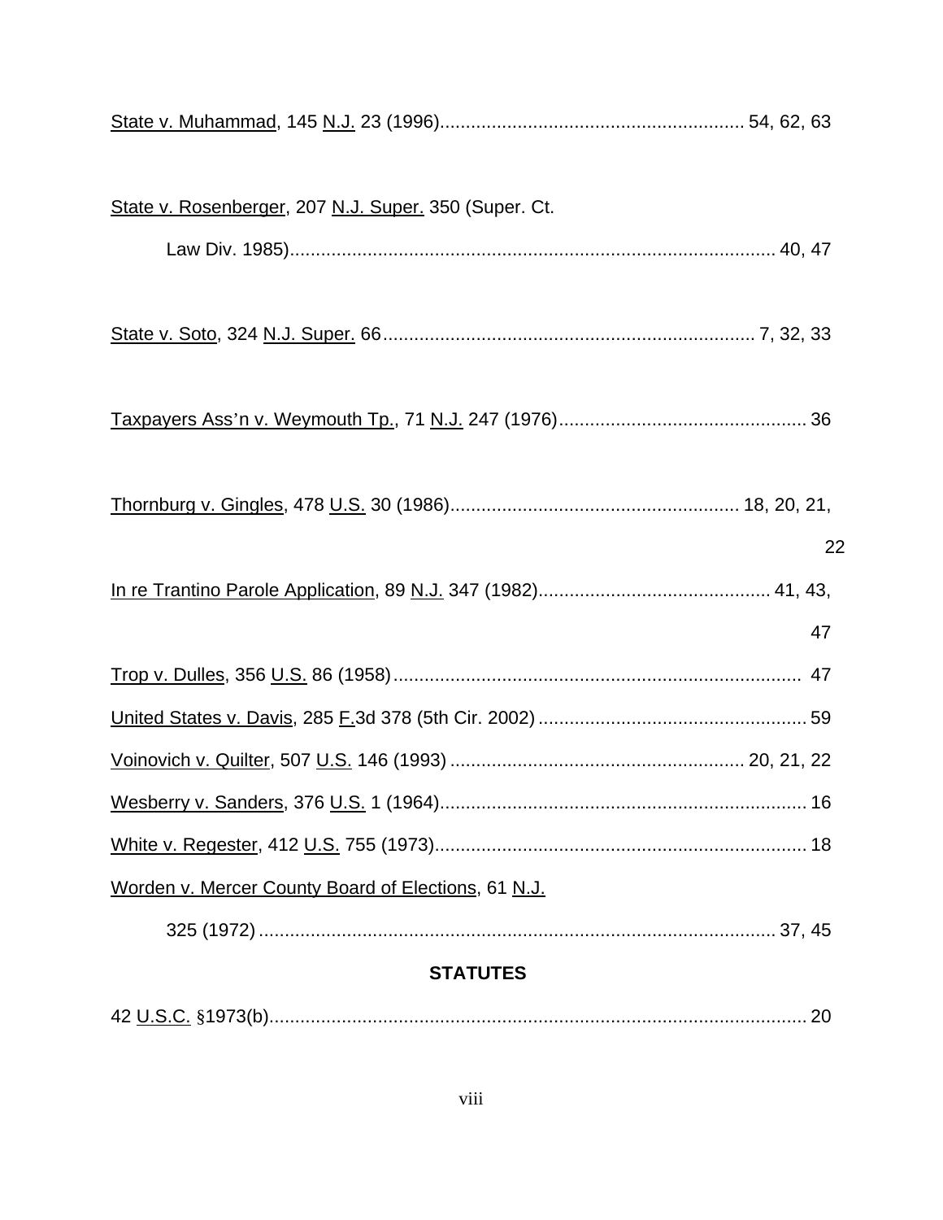State v. Muhammad, 145 N.J. 23 (1996)........................................................... 54, 62, 63

State v. Rosenberger, 207 N.J. Super. 350 (Super. Ct. Law Div. 1985)............................................................................................. 40, 47

State v. Soto, 324 N.J. Super. 66........................................................................ 7, 32, 33

Taxpayers Ass'n v. Weymouth Tp., 71 N.J. 247 (1976)................................................ 36

Thornburg v. Gingles, 478 U.S. 30 (1986)........................................................ 18, 20, 21, 22

In re Trantino Parole Application, 89 N.J. 347 (1982)............................................. 41, 43, 47

Trop v. Dulles, 356 U.S. 86 (1958)............................................................................... 47

United States v. Davis, 285 F.3d 378 (5th Cir. 2002).................................................... 59

Voinovich v. Quilter, 507 U.S. 146 (1993)......................................................... 20, 21, 22

Wesberry v. Sanders, 376 U.S. 1 (1964)....................................................................... 16

White v. Regester, 412 U.S. 755 (1973)........................................................................ 18

Worden v. Mercer County Board of Elections, 61 N.J. 325 (1972)..................................................................................................... 37, 45

**STATUTES**

42 U.S.C. §1973(b)........................................................................................................ 20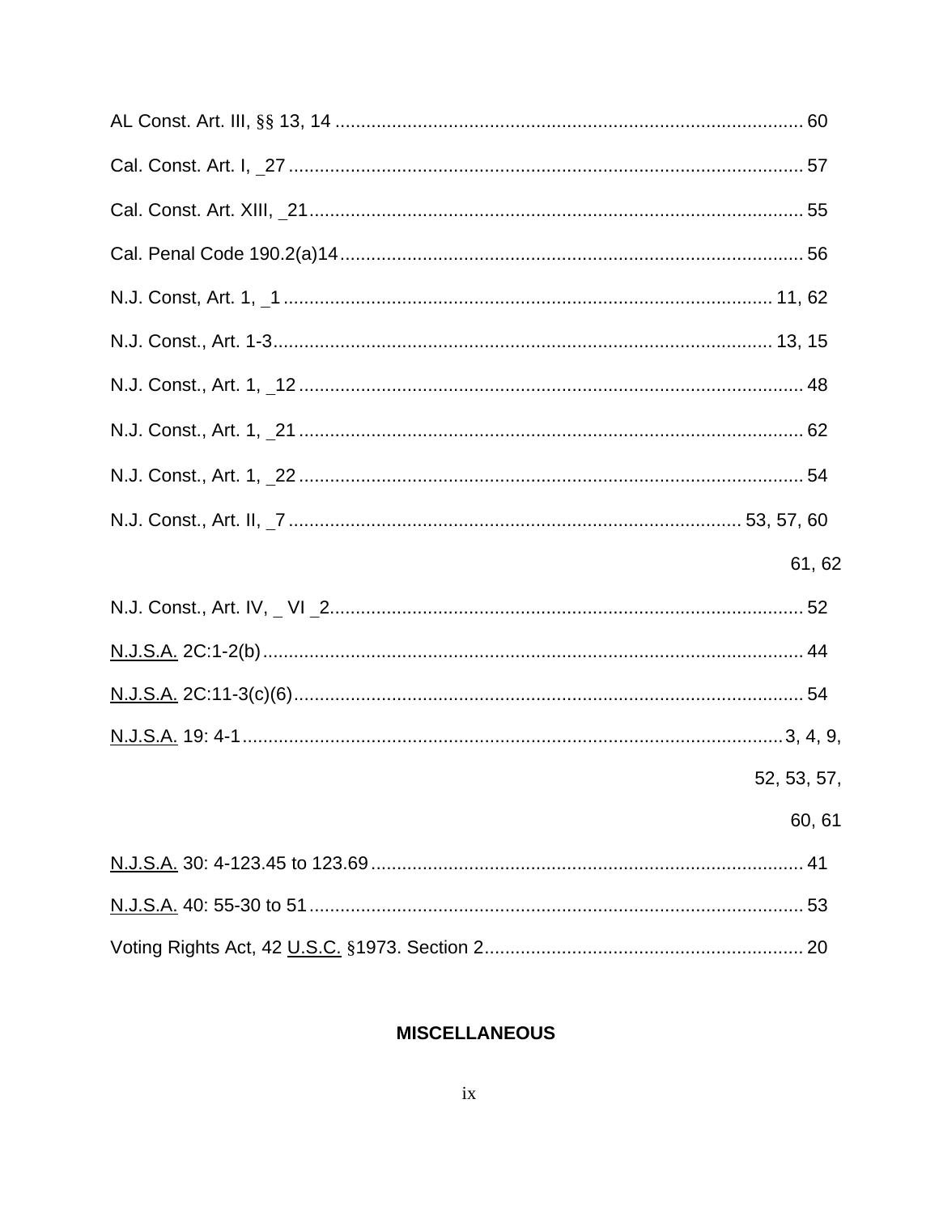AL Const. Art. III, §§ 13, 14 .......................................................................................... 60

Cal. Const. Art. I, _27 .................................................................................................. 57

Cal. Const. Art. XIII, _21 .............................................................................................. 55

Cal. Penal Code 190.2(a)14 ......................................................................................... 56

N.J. Const, Art. 1, _1 ............................................................................................. 11, 62

N.J. Const., Art. 1-3 .............................................................................................. 13, 15

N.J. Const., Art. 1, _12 ................................................................................................ 48

N.J. Const., Art. 1, _21 ................................................................................................ 62

N.J. Const., Art. 1, _22 ................................................................................................ 54

N.J. Const., Art. II, _7 ...................................................................................... 53, 57, 60
61, 62

N.J. Const., Art. IV, _ VI _2 .......................................................................................... 52

N.J.S.A. 2C:1-2(b) ....................................................................................................... 44

N.J.S.A. 2C:11-3(c)(6) ................................................................................................. 54

N.J.S.A. 19: 4-1 .......................................................................................................3, 4, 9,
52, 53, 57,
60, 61

N.J.S.A. 30: 4-123.45 to 123.69 .................................................................................. 41

N.J.S.A. 40: 55-30 to 51 .............................................................................................. 53

Voting Rights Act, 42 U.S.C. §1973. Section 2 ............................................................ 20

**MISCELLANEOUS**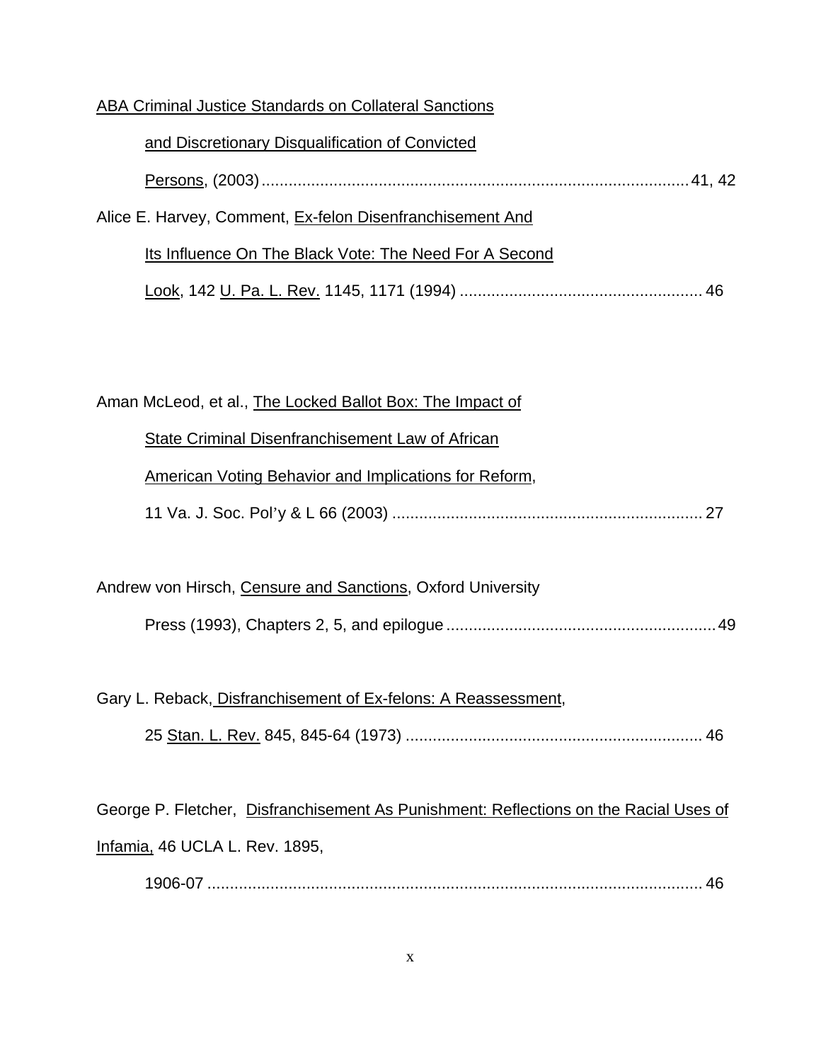ABA Criminal Justice Standards on Collateral Sanctions and Discretionary Disqualification of Convicted Persons, (2003) ........................................ 41, 42

Alice E. Harvey, Comment, Ex-felon Disenfranchisement And Its Influence On The Black Vote: The Need For A Second Look, 142 U. Pa. L. Rev. 1145, 1171 (1994) ........................................ 46

Aman McLeod, et al., The Locked Ballot Box: The Impact of State Criminal Disenfranchisement Law of African American Voting Behavior and Implications for Reform, 11 Va. J. Soc. Pol'y & L 66 (2003) ........................................ 27

Andrew von Hirsch, Censure and Sanctions, Oxford University Press (1993), Chapters 2, 5, and epilogue ........................................ 49

Gary L. Reback, Disfranchisement of Ex-felons: A Reassessment, 25 Stan. L. Rev. 845, 845-64 (1973) ........................................ 46

George P. Fletcher, Disfranchisement As Punishment: Reflections on the Racial Uses of Infamia, 46 UCLA L. Rev. 1895, 1906-07 ........................................ 46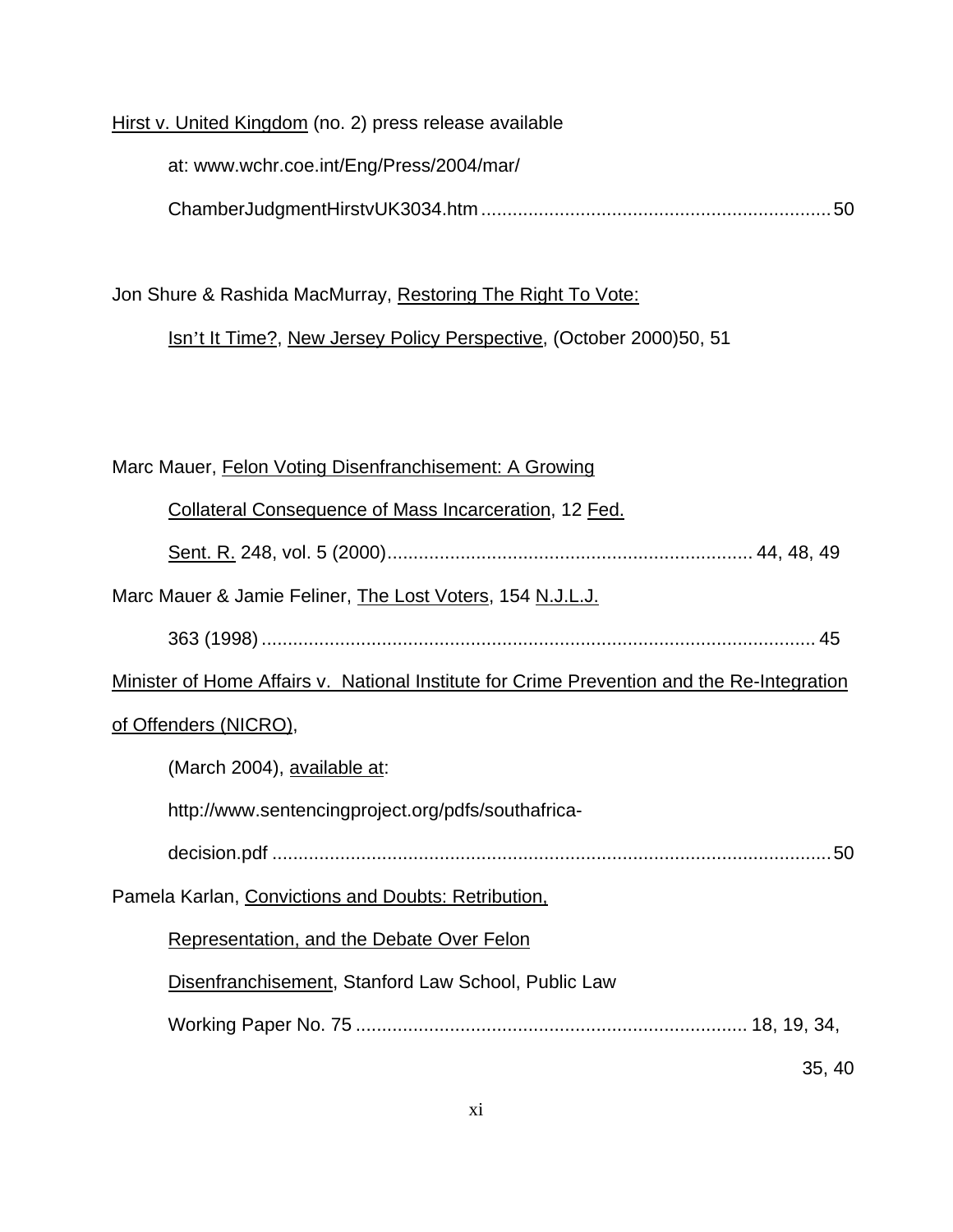Hirst v. United Kingdom (no. 2) press release available at: www.wchr.coe.int/Eng/Press/2004/mar/ChamberJudgmentHirstvUK3034.htm .................................................................. 50

Jon Shure & Rashida MacMurray, Restoring The Right To Vote: Isn't It Time?, New Jersey Policy Perspective, (October 2000)50, 51

Marc Mauer, Felon Voting Disenfranchisement: A Growing Collateral Consequence of Mass Incarceration, 12 Fed. Sent. R. 248, vol. 5 (2000)..................................................................... 44, 48, 49

Marc Mauer & Jamie Feliner, The Lost Voters, 154 N.J.L.J. 363 (1998) .......................................................................................... 45

Minister of Home Affairs v. National Institute for Crime Prevention and the Re-Integration of Offenders (NICRO), (March 2004), available at: http://www.sentencingproject.org/pdfs/southafrica-decision.pdf ........................................................................................... 50

Pamela Karlan, Convictions and Doubts: Retribution, Representation, and the Debate Over Felon Disenfranchisement, Stanford Law School, Public Law Working Paper No. 75 ........................................................................... 18, 19, 34, 35, 40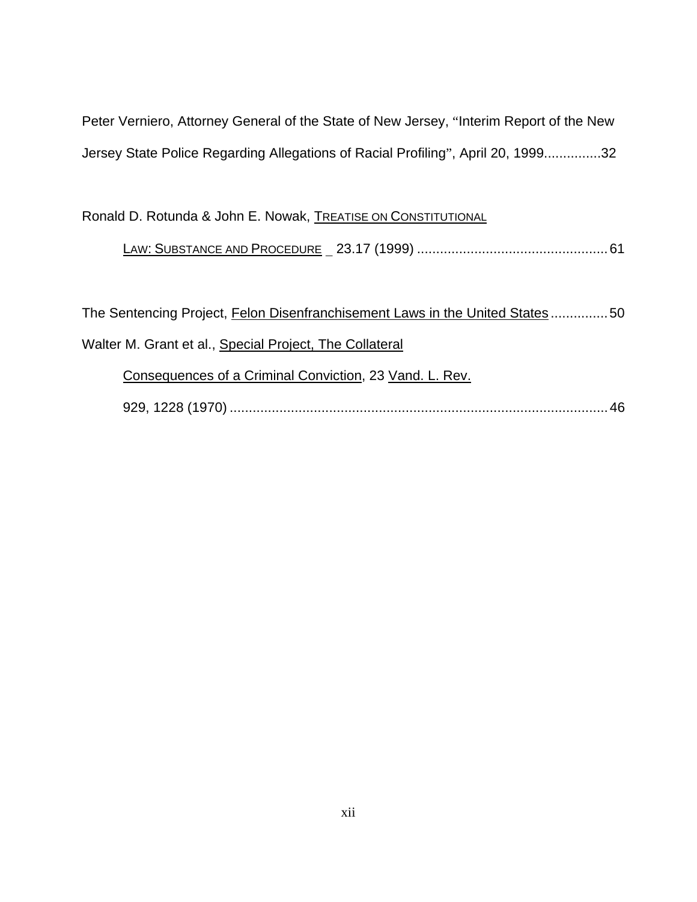Peter Verniero, Attorney General of the State of New Jersey, "Interim Report of the New Jersey State Police Regarding Allegations of Racial Profiling", April 20, 1999...............32

Ronald D. Rotunda & John E. Nowak, TREATISE ON CONSTITUTIONAL LAW: SUBSTANCE AND PROCEDURE _ 23.17 (1999) .................................................. 61

The Sentencing Project, Felon Disenfranchisement Laws in the United States ............... 50

Walter M. Grant et al., Special Project, The Collateral Consequences of a Criminal Conviction, 23 Vand. L. Rev. 929, 1228 (1970) .................................................................................................. 46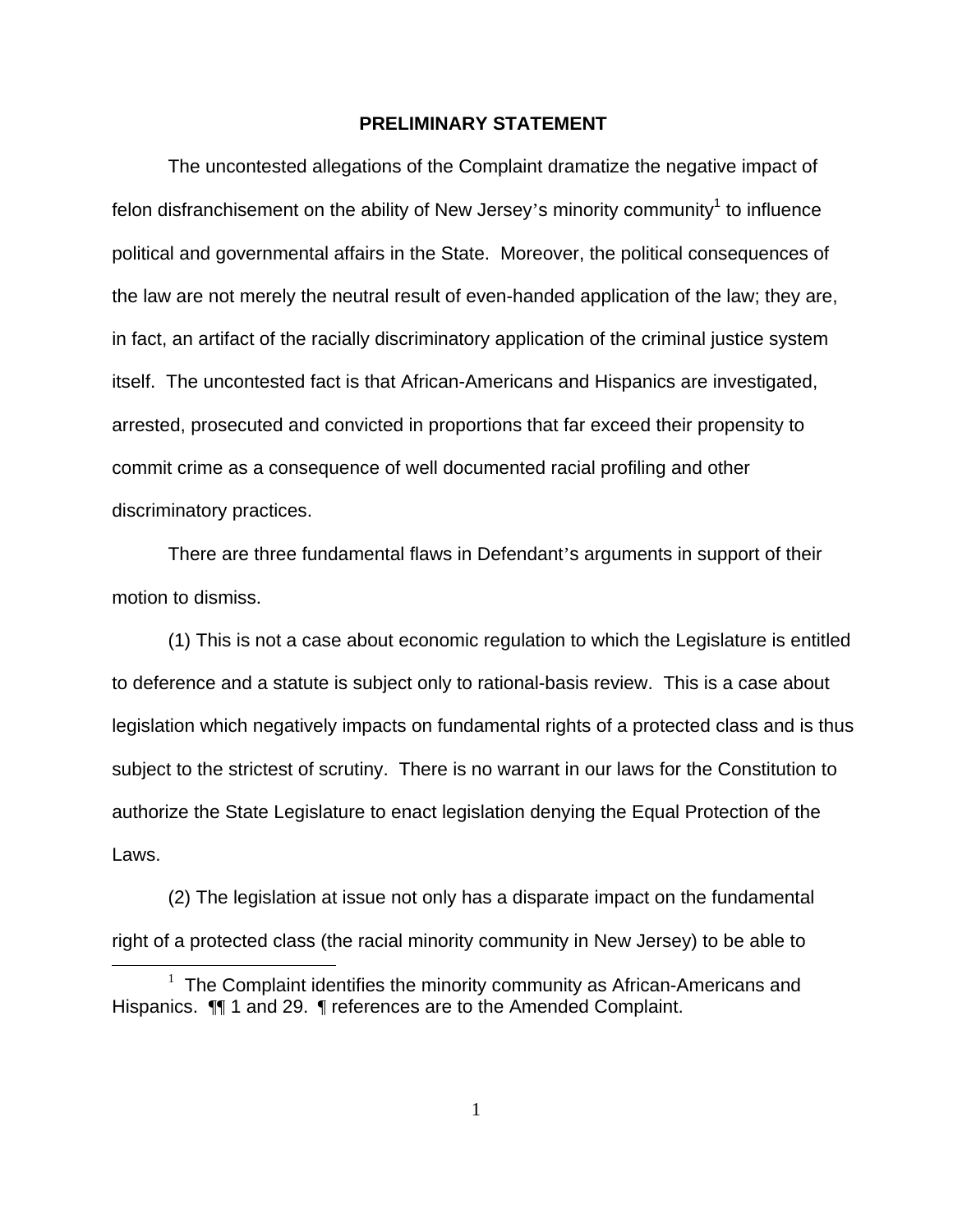## PRELIMINARY STATEMENT

The uncontested allegations of the Complaint dramatize the negative impact of felon disfranchisement on the ability of New Jersey's minority community[1] to influence political and governmental affairs in the State. Moreover, the political consequences of the law are not merely the neutral result of even-handed application of the law; they are, in fact, an artifact of the racially discriminatory application of the criminal justice system itself. The uncontested fact is that African-Americans and Hispanics are investigated, arrested, prosecuted and convicted in proportions that far exceed their propensity to commit crime as a consequence of well documented racial profiling and other discriminatory practices.

There are three fundamental flaws in Defendant's arguments in support of their motion to dismiss.

(1) This is not a case about economic regulation to which the Legislature is entitled to deference and a statute is subject only to rational-basis review. This is a case about legislation which negatively impacts on fundamental rights of a protected class and is thus subject to the strictest of scrutiny. There is no warrant in our laws for the Constitution to authorize the State Legislature to enact legislation denying the Equal Protection of the Laws.

(2) The legislation at issue not only has a disparate impact on the fundamental right of a protected class (the racial minority community in New Jersey) to be able to

---

[1] The Complaint identifies the minority community as African-Americans and Hispanics. ¶¶ 1 and 29. ¶ references are to the Amended Complaint.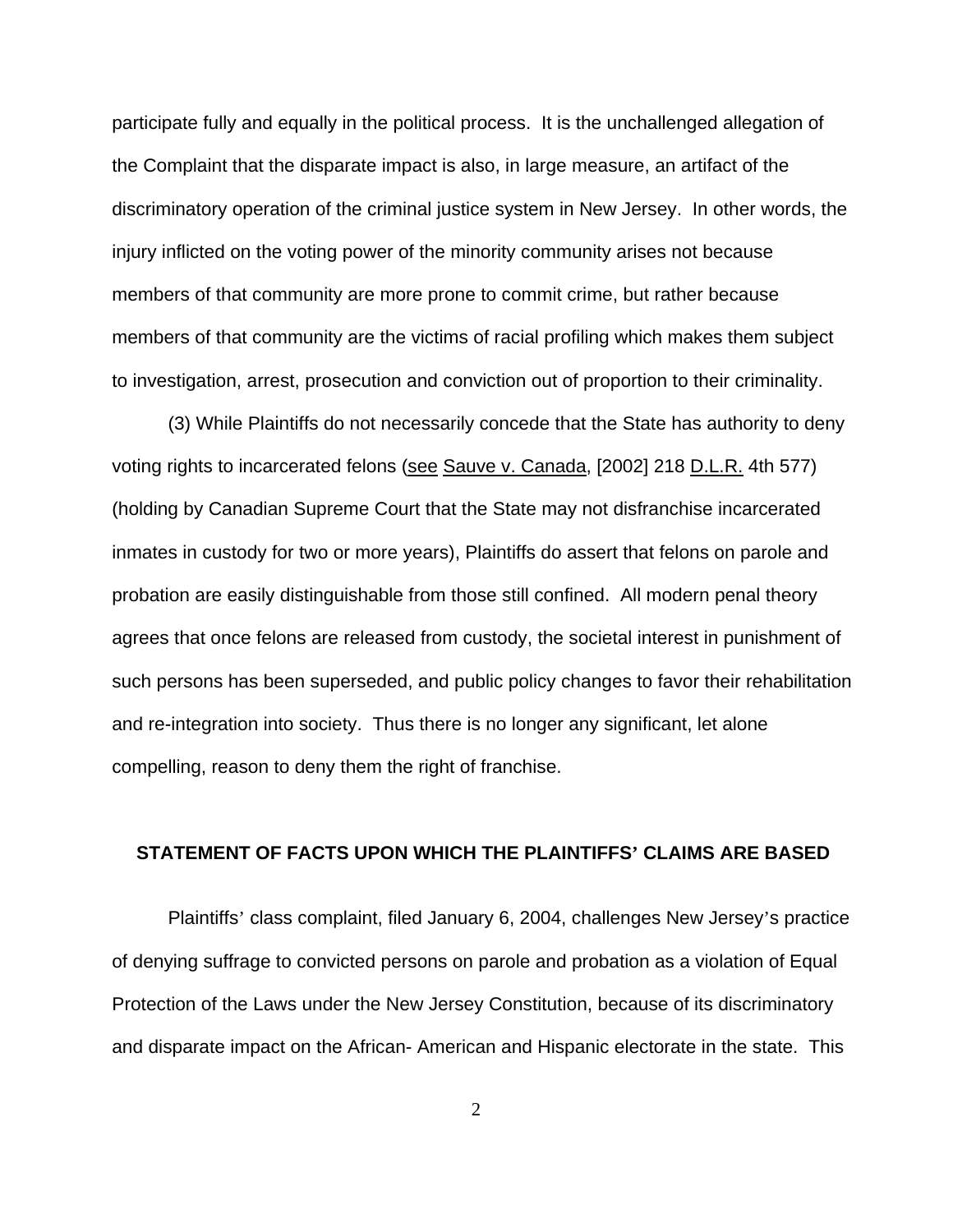participate fully and equally in the political process. It is the unchallenged allegation of the Complaint that the disparate impact is also, in large measure, an artifact of the discriminatory operation of the criminal justice system in New Jersey. In other words, the injury inflicted on the voting power of the minority community arises not because members of that community are more prone to commit crime, but rather because members of that community are the victims of racial profiling which makes them subject to investigation, arrest, prosecution and conviction out of proportion to their criminality.

(3) While Plaintiffs do not necessarily concede that the State has authority to deny voting rights to incarcerated felons (see Sauve v. Canada, [2002] 218 D.L.R. 4th 577) (holding by Canadian Supreme Court that the State may not disfranchise incarcerated inmates in custody for two or more years), Plaintiffs do assert that felons on parole and probation are easily distinguishable from those still confined. All modern penal theory agrees that once felons are released from custody, the societal interest in punishment of such persons has been superseded, and public policy changes to favor their rehabilitation and re-integration into society. Thus there is no longer any significant, let alone compelling, reason to deny them the right of franchise.

## STATEMENT OF FACTS UPON WHICH THE PLAINTIFFS' CLAIMS ARE BASED

Plaintiffs' class complaint, filed January 6, 2004, challenges New Jersey's practice of denying suffrage to convicted persons on parole and probation as a violation of Equal Protection of the Laws under the New Jersey Constitution, because of its discriminatory and disparate impact on the African- American and Hispanic electorate in the state. This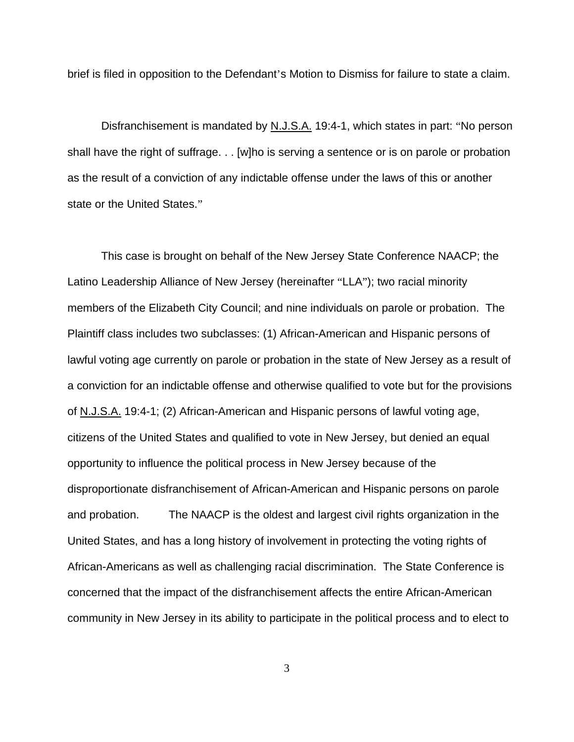brief is filed in opposition to the Defendant's Motion to Dismiss for failure to state a claim.

Disfranchisement is mandated by N.J.S.A. 19:4-1, which states in part: "No person shall have the right of suffrage. . . [w]ho is serving a sentence or is on parole or probation as the result of a conviction of any indictable offense under the laws of this or another state or the United States."

This case is brought on behalf of the New Jersey State Conference NAACP; the Latino Leadership Alliance of New Jersey (hereinafter "LLA"); two racial minority members of the Elizabeth City Council; and nine individuals on parole or probation. The Plaintiff class includes two subclasses: (1) African-American and Hispanic persons of lawful voting age currently on parole or probation in the state of New Jersey as a result of a conviction for an indictable offense and otherwise qualified to vote but for the provisions of N.J.S.A. 19:4-1; (2) African-American and Hispanic persons of lawful voting age, citizens of the United States and qualified to vote in New Jersey, but denied an equal opportunity to influence the political process in New Jersey because of the disproportionate disfranchisement of African-American and Hispanic persons on parole and probation. The NAACP is the oldest and largest civil rights organization in the United States, and has a long history of involvement in protecting the voting rights of African-Americans as well as challenging racial discrimination. The State Conference is concerned that the impact of the disfranchisement affects the entire African-American community in New Jersey in its ability to participate in the political process and to elect to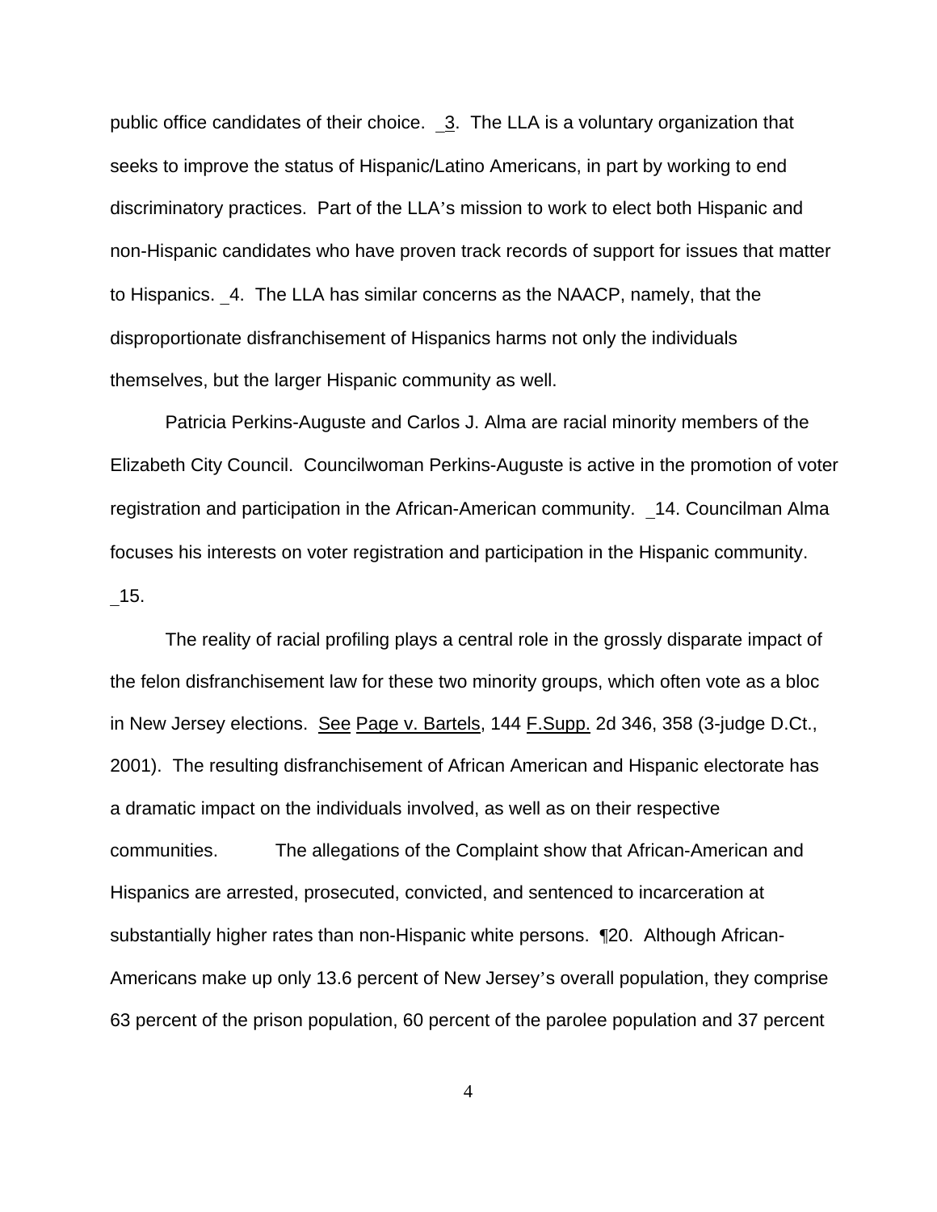public office candidates of their choice. _3. The LLA is a voluntary organization that seeks to improve the status of Hispanic/Latino Americans, in part by working to end discriminatory practices. Part of the LLA's mission to work to elect both Hispanic and non-Hispanic candidates who have proven track records of support for issues that matter to Hispanics. _4. The LLA has similar concerns as the NAACP, namely, that the disproportionate disfranchisement of Hispanics harms not only the individuals themselves, but the larger Hispanic community as well.

Patricia Perkins-Auguste and Carlos J. Alma are racial minority members of the Elizabeth City Council. Councilwoman Perkins-Auguste is active in the promotion of voter registration and participation in the African-American community. _14. Councilman Alma focuses his interests on voter registration and participation in the Hispanic community. _15.

The reality of racial profiling plays a central role in the grossly disparate impact of the felon disfranchisement law for these two minority groups, which often vote as a bloc in New Jersey elections. See Page v. Bartels, 144 F.Supp. 2d 346, 358 (3-judge D.Ct., 2001). The resulting disfranchisement of African American and Hispanic electorate has a dramatic impact on the individuals involved, as well as on their respective communities. The allegations of the Complaint show that African-American and Hispanics are arrested, prosecuted, convicted, and sentenced to incarceration at substantially higher rates than non-Hispanic white persons. ¶20. Although African-Americans make up only 13.6 percent of New Jersey's overall population, they comprise 63 percent of the prison population, 60 percent of the parolee population and 37 percent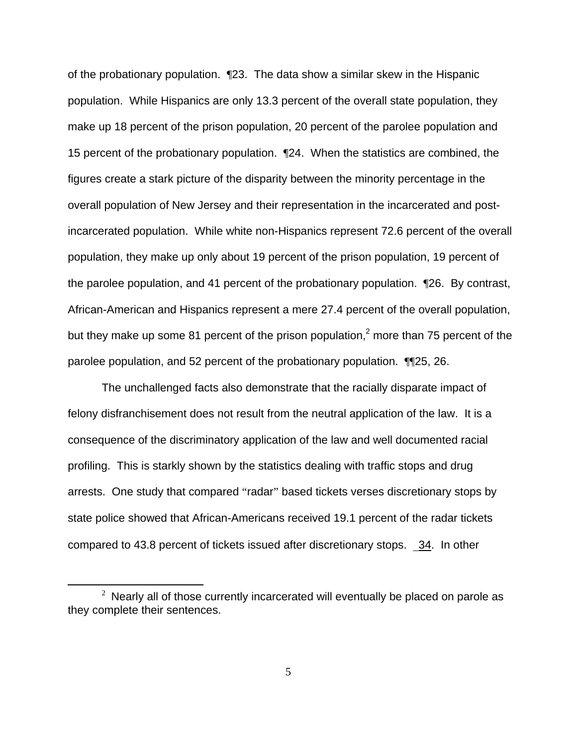of the probationary population. ¶23. The data show a similar skew in the Hispanic population. While Hispanics are only 13.3 percent of the overall state population, they make up 18 percent of the prison population, 20 percent of the parolee population and 15 percent of the probationary population. ¶24. When the statistics are combined, the figures create a stark picture of the disparity between the minority percentage in the overall population of New Jersey and their representation in the incarcerated and post-incarcerated population. While white non-Hispanics represent 72.6 percent of the overall population, they make up only about 19 percent of the prison population, 19 percent of the parolee population, and 41 percent of the probationary population. ¶26. By contrast, African-American and Hispanics represent a mere 27.4 percent of the overall population, but they make up some 81 percent of the prison population,[2] more than 75 percent of the parolee population, and 52 percent of the probationary population. ¶¶25, 26.

The unchallenged facts also demonstrate that the racially disparate impact of felony disfranchisement does not result from the neutral application of the law. It is a consequence of the discriminatory application of the law and well documented racial profiling. This is starkly shown by the statistics dealing with traffic stops and drug arrests. One study that compared "radar" based tickets verses discretionary stops by state police showed that African-Americans received 19.1 percent of the radar tickets compared to 43.8 percent of tickets issued after discretionary stops. _34. In other

[2] Nearly all of those currently incarcerated will eventually be placed on parole as they complete their sentences.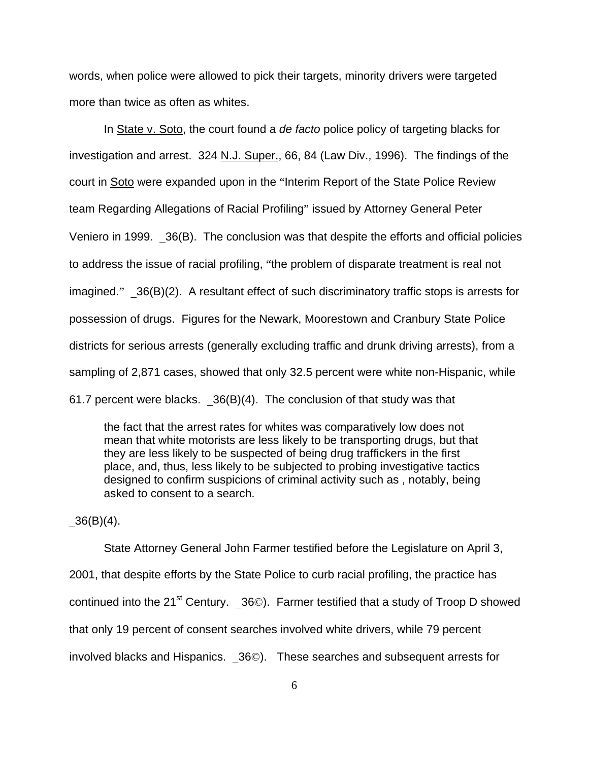words, when police were allowed to pick their targets, minority drivers were targeted more than twice as often as whites.

In State v. Soto, the court found a *de facto* police policy of targeting blacks for investigation and arrest. 324 N.J. Super., 66, 84 (Law Div., 1996). The findings of the court in Soto were expanded upon in the "Interim Report of the State Police Review team Regarding Allegations of Racial Profiling" issued by Attorney General Peter Veniero in 1999. _36(B). The conclusion was that despite the efforts and official policies to address the issue of racial profiling, "the problem of disparate treatment is real not imagined." _36(B)(2). A resultant effect of such discriminatory traffic stops is arrests for possession of drugs. Figures for the Newark, Moorestown and Cranbury State Police districts for serious arrests (generally excluding traffic and drunk driving arrests), from a sampling of 2,871 cases, showed that only 32.5 percent were white non-Hispanic, while 61.7 percent were blacks. _36(B)(4). The conclusion of that study was that

> the fact that the arrest rates for whites was comparatively low does not mean that white motorists are less likely to be transporting drugs, but that they are less likely to be suspected of being drug traffickers in the first place, and, thus, less likely to be subjected to probing investigative tactics designed to confirm suspicions of criminal activity such as , notably, being asked to consent to a search.

_36(B)(4).

State Attorney General John Farmer testified before the Legislature on April 3, 2001, that despite efforts by the State Police to curb racial profiling, the practice has continued into the 21st Century. _36©). Farmer testified that a study of Troop D showed that only 19 percent of consent searches involved white drivers, while 79 percent involved blacks and Hispanics. _36©). These searches and subsequent arrests for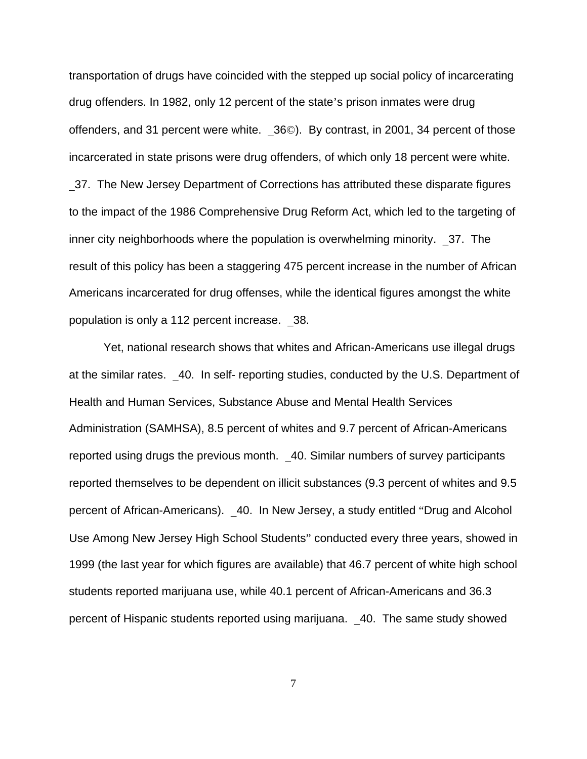transportation of drugs have coincided with the stepped up social policy of incarcerating drug offenders. In 1982, only 12 percent of the state's prison inmates were drug offenders, and 31 percent were white. _36©). By contrast, in 2001, 34 percent of those incarcerated in state prisons were drug offenders, of which only 18 percent were white. _37. The New Jersey Department of Corrections has attributed these disparate figures to the impact of the 1986 Comprehensive Drug Reform Act, which led to the targeting of inner city neighborhoods where the population is overwhelming minority. _37. The result of this policy has been a staggering 475 percent increase in the number of African Americans incarcerated for drug offenses, while the identical figures amongst the white population is only a 112 percent increase. _38.

Yet, national research shows that whites and African-Americans use illegal drugs at the similar rates. _40. In self- reporting studies, conducted by the U.S. Department of Health and Human Services, Substance Abuse and Mental Health Services Administration (SAMHSA), 8.5 percent of whites and 9.7 percent of African-Americans reported using drugs the previous month. _40. Similar numbers of survey participants reported themselves to be dependent on illicit substances (9.3 percent of whites and 9.5 percent of African-Americans). _40. In New Jersey, a study entitled "Drug and Alcohol Use Among New Jersey High School Students" conducted every three years, showed in 1999 (the last year for which figures are available) that 46.7 percent of white high school students reported marijuana use, while 40.1 percent of African-Americans and 36.3 percent of Hispanic students reported using marijuana. _40. The same study showed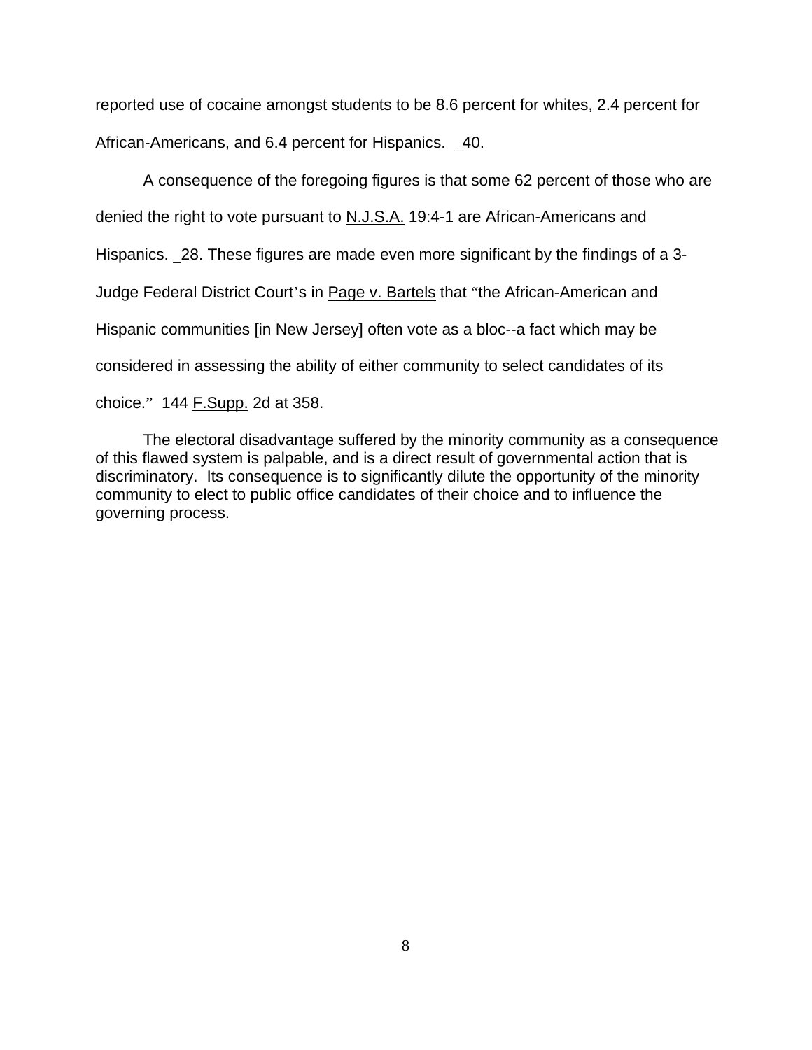reported use of cocaine amongst students to be 8.6 percent for whites, 2.4 percent for African-Americans, and 6.4 percent for Hispanics. _40.

A consequence of the foregoing figures is that some 62 percent of those who are denied the right to vote pursuant to N.J.S.A. 19:4-1 are African-Americans and Hispanics. _28. These figures are made even more significant by the findings of a 3-Judge Federal District Court's in Page v. Bartels that "the African-American and Hispanic communities [in New Jersey] often vote as a bloc--a fact which may be considered in assessing the ability of either community to select candidates of its choice." 144 F.Supp. 2d at 358.

The electoral disadvantage suffered by the minority community as a consequence of this flawed system is palpable, and is a direct result of governmental action that is discriminatory. Its consequence is to significantly dilute the opportunity of the minority community to elect to public office candidates of their choice and to influence the governing process.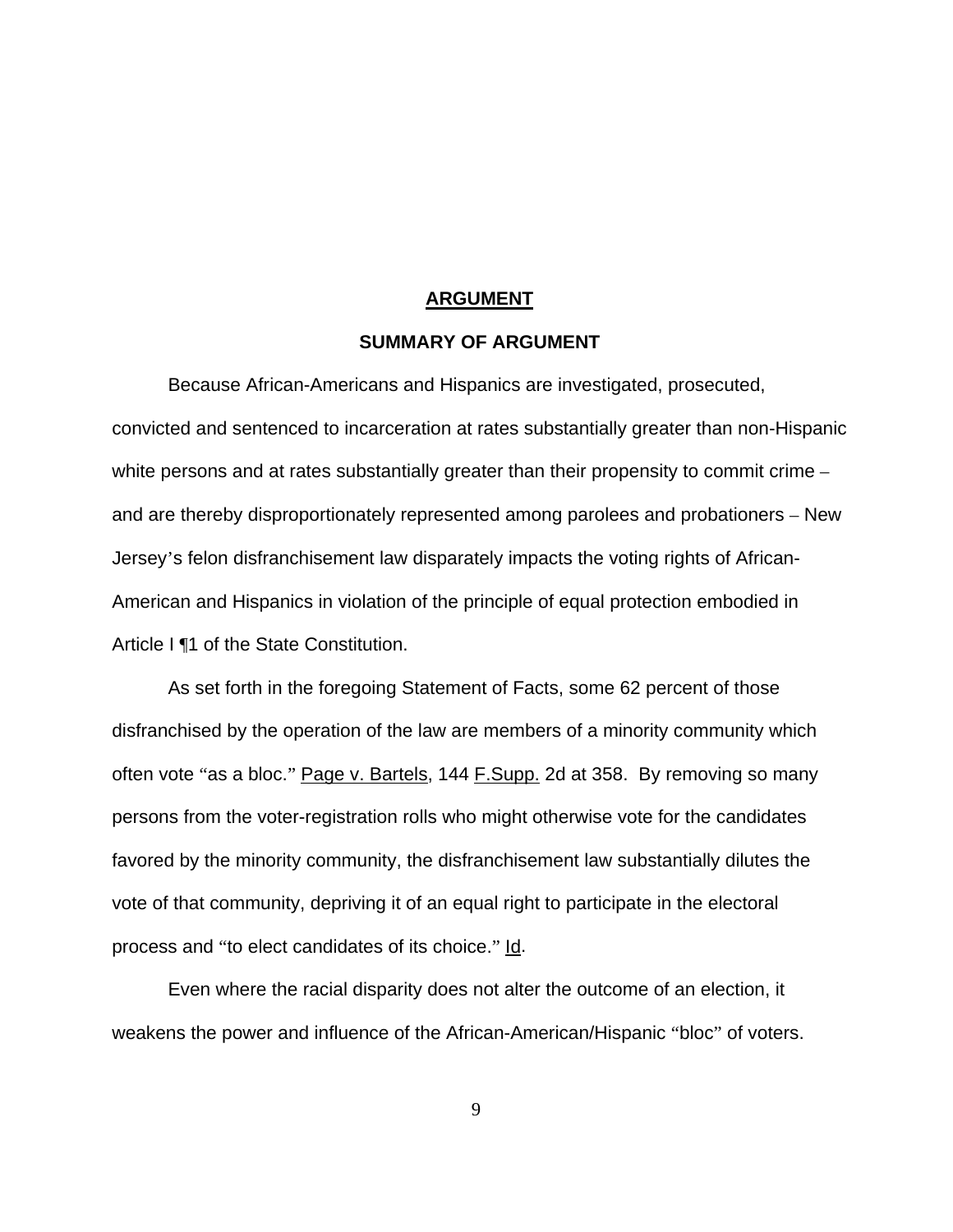## ARGUMENT

### SUMMARY OF ARGUMENT

Because African-Americans and Hispanics are investigated, prosecuted, convicted and sentenced to incarceration at rates substantially greater than non-Hispanic white persons and at rates substantially greater than their propensity to commit crime – and are thereby disproportionately represented among parolees and probationers – New Jersey's felon disfranchisement law disparately impacts the voting rights of African-American and Hispanics in violation of the principle of equal protection embodied in Article I ¶1 of the State Constitution.

As set forth in the foregoing Statement of Facts, some 62 percent of those disfranchised by the operation of the law are members of a minority community which often vote "as a bloc." Page v. Bartels, 144 F.Supp. 2d at 358. By removing so many persons from the voter-registration rolls who might otherwise vote for the candidates favored by the minority community, the disfranchisement law substantially dilutes the vote of that community, depriving it of an equal right to participate in the electoral process and "to elect candidates of its choice." Id.

Even where the racial disparity does not alter the outcome of an election, it weakens the power and influence of the African-American/Hispanic "bloc" of voters.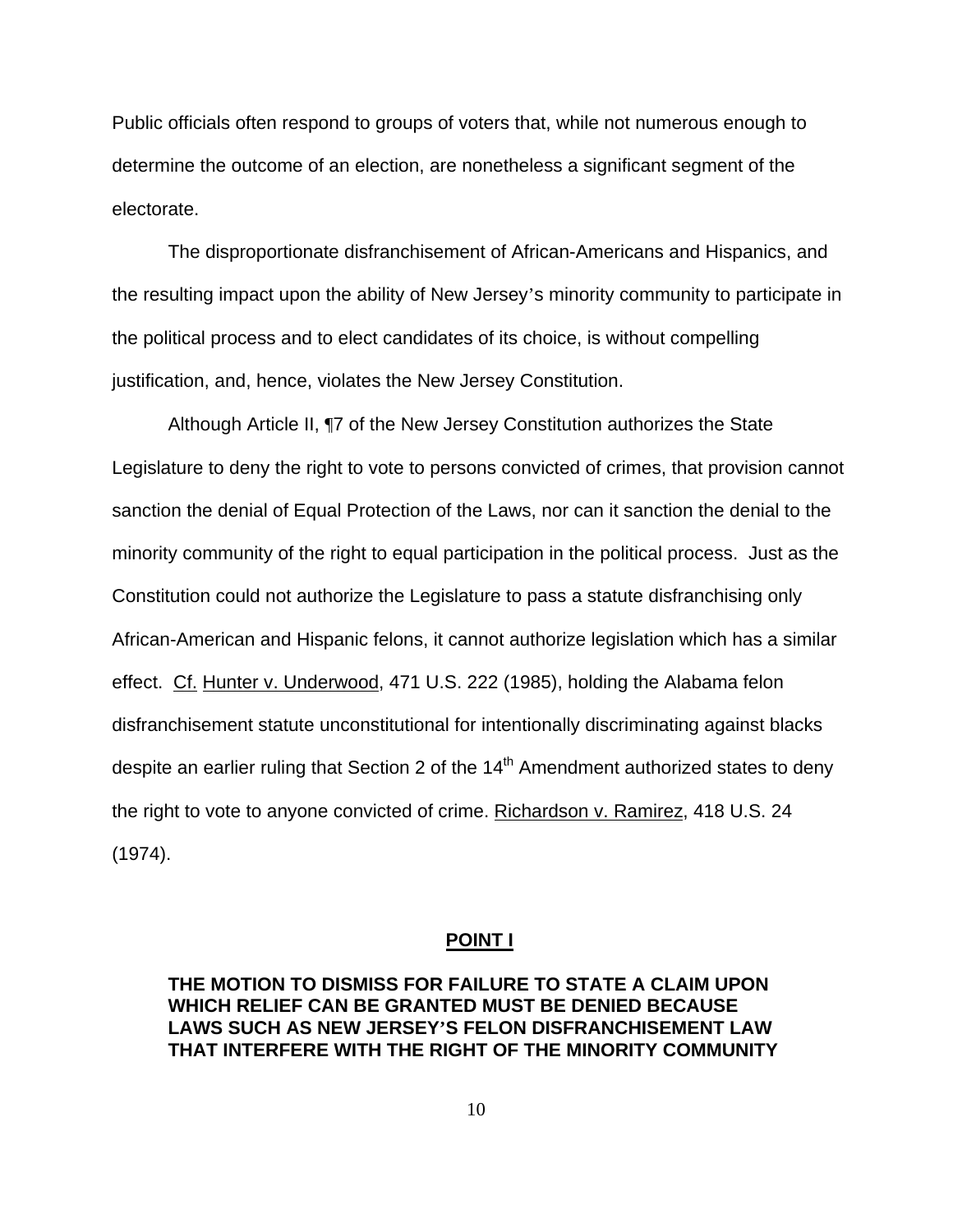Public officials often respond to groups of voters that, while not numerous enough to determine the outcome of an election, are nonetheless a significant segment of the electorate.

The disproportionate disfranchisement of African-Americans and Hispanics, and the resulting impact upon the ability of New Jersey's minority community to participate in the political process and to elect candidates of its choice, is without compelling justification, and, hence, violates the New Jersey Constitution.

Although Article II, ¶7 of the New Jersey Constitution authorizes the State Legislature to deny the right to vote to persons convicted of crimes, that provision cannot sanction the denial of Equal Protection of the Laws, nor can it sanction the denial to the minority community of the right to equal participation in the political process. Just as the Constitution could not authorize the Legislature to pass a statute disfranchising only African-American and Hispanic felons, it cannot authorize legislation which has a similar effect. Cf. Hunter v. Underwood, 471 U.S. 222 (1985), holding the Alabama felon disfranchisement statute unconstitutional for intentionally discriminating against blacks despite an earlier ruling that Section 2 of the 14th Amendment authorized states to deny the right to vote to anyone convicted of crime. Richardson v. Ramirez, 418 U.S. 24 (1974).

## POINT I

**THE MOTION TO DISMISS FOR FAILURE TO STATE A CLAIM UPON WHICH RELIEF CAN BE GRANTED MUST BE DENIED BECAUSE LAWS SUCH AS NEW JERSEY'S FELON DISFRANCHISEMENT LAW THAT INTERFERE WITH THE RIGHT OF THE MINORITY COMMUNITY**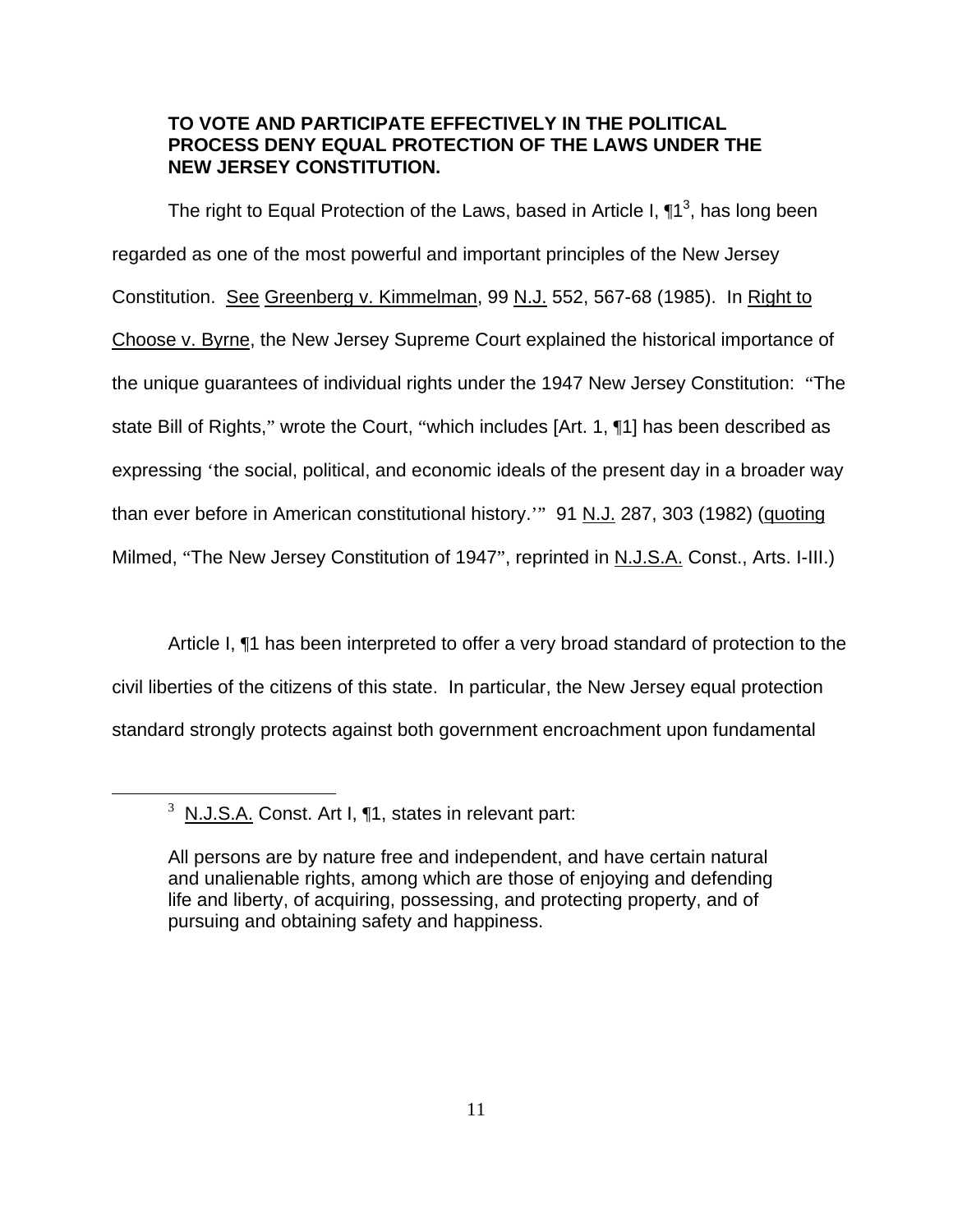**TO VOTE AND PARTICIPATE EFFECTIVELY IN THE POLITICAL PROCESS DENY EQUAL PROTECTION OF THE LAWS UNDER THE NEW JERSEY CONSTITUTION.**

The right to Equal Protection of the Laws, based in Article I, ¶1[3], has long been regarded as one of the most powerful and important principles of the New Jersey Constitution. See Greenberg v. Kimmelman, 99 N.J. 552, 567-68 (1985). In Right to Choose v. Byrne, the New Jersey Supreme Court explained the historical importance of the unique guarantees of individual rights under the 1947 New Jersey Constitution: "The state Bill of Rights," wrote the Court, "which includes [Art. 1, ¶1] has been described as expressing 'the social, political, and economic ideals of the present day in a broader way than ever before in American constitutional history.'" 91 N.J. 287, 303 (1982) (quoting Milmed, "The New Jersey Constitution of 1947", reprinted in N.J.S.A. Const., Arts. I-III.)

Article I, ¶1 has been interpreted to offer a very broad standard of protection to the civil liberties of the citizens of this state. In particular, the New Jersey equal protection standard strongly protects against both government encroachment upon fundamental

---

[3] N.J.S.A. Const. Art I, ¶1, states in relevant part:

All persons are by nature free and independent, and have certain natural and unalienable rights, among which are those of enjoying and defending life and liberty, of acquiring, possessing, and protecting property, and of pursuing and obtaining safety and happiness.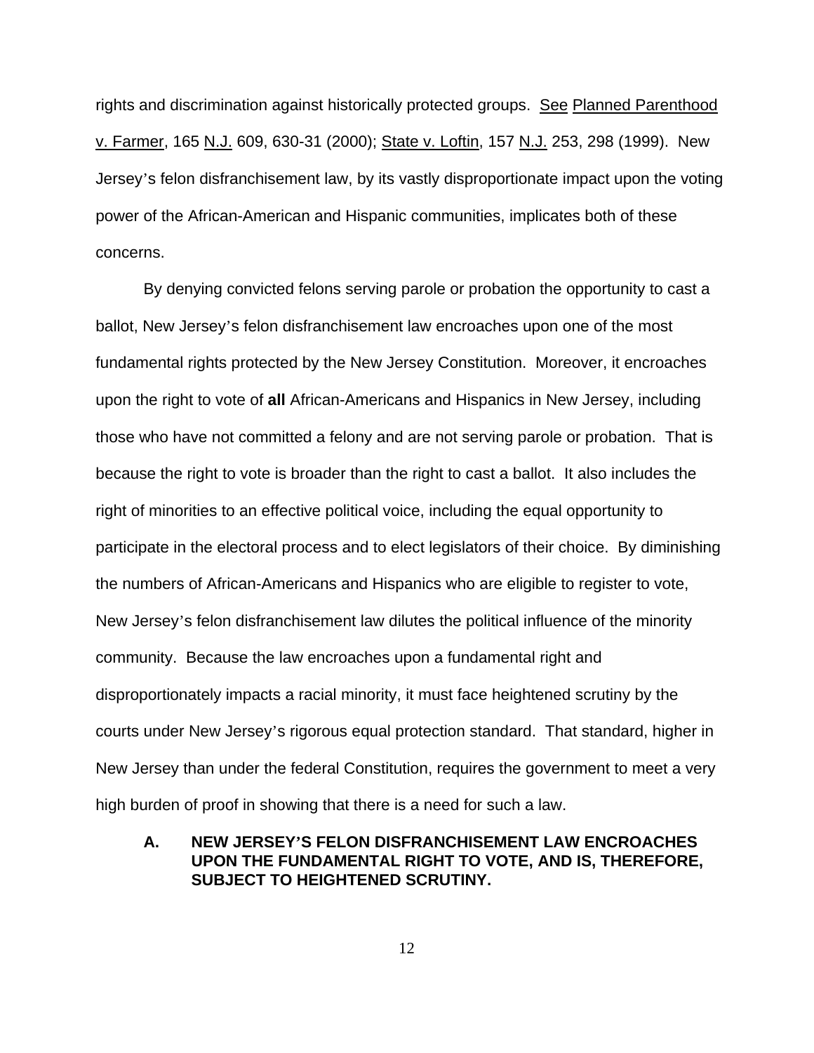rights and discrimination against historically protected groups. See Planned Parenthood v. Farmer, 165 N.J. 609, 630-31 (2000); State v. Loftin, 157 N.J. 253, 298 (1999). New Jersey's felon disfranchisement law, by its vastly disproportionate impact upon the voting power of the African-American and Hispanic communities, implicates both of these concerns.

By denying convicted felons serving parole or probation the opportunity to cast a ballot, New Jersey's felon disfranchisement law encroaches upon one of the most fundamental rights protected by the New Jersey Constitution. Moreover, it encroaches upon the right to vote of **all** African-Americans and Hispanics in New Jersey, including those who have not committed a felony and are not serving parole or probation. That is because the right to vote is broader than the right to cast a ballot. It also includes the right of minorities to an effective political voice, including the equal opportunity to participate in the electoral process and to elect legislators of their choice. By diminishing the numbers of African-Americans and Hispanics who are eligible to register to vote, New Jersey's felon disfranchisement law dilutes the political influence of the minority community. Because the law encroaches upon a fundamental right and disproportionately impacts a racial minority, it must face heightened scrutiny by the courts under New Jersey's rigorous equal protection standard. That standard, higher in New Jersey than under the federal Constitution, requires the government to meet a very high burden of proof in showing that there is a need for such a law.

### A. NEW JERSEY'S FELON DISFRANCHISEMENT LAW ENCROACHES UPON THE FUNDAMENTAL RIGHT TO VOTE, AND IS, THEREFORE, SUBJECT TO HEIGHTENED SCRUTINY.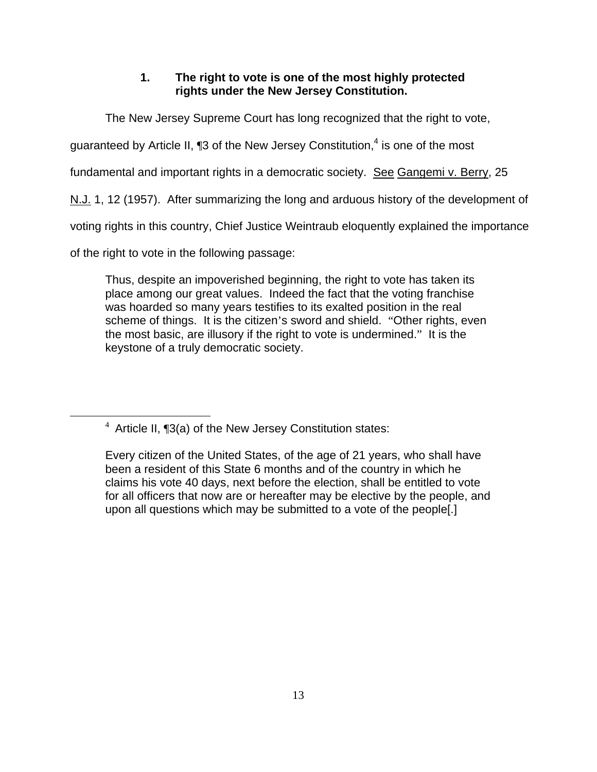### 1. The right to vote is one of the most highly protected rights under the New Jersey Constitution.

The New Jersey Supreme Court has long recognized that the right to vote, guaranteed by Article II, ¶3 of the New Jersey Constitution,[4] is one of the most fundamental and important rights in a democratic society. See Gangemi v. Berry, 25 N.J. 1, 12 (1957). After summarizing the long and arduous history of the development of voting rights in this country, Chief Justice Weintraub eloquently explained the importance of the right to vote in the following passage:

> Thus, despite an impoverished beginning, the right to vote has taken its place among our great values. Indeed the fact that the voting franchise was hoarded so many years testifies to its exalted position in the real scheme of things. It is the citizen's sword and shield. "Other rights, even the most basic, are illusory if the right to vote is undermined." It is the keystone of a truly democratic society.

---

[4] Article II, ¶3(a) of the New Jersey Constitution states:

> Every citizen of the United States, of the age of 21 years, who shall have been a resident of this State 6 months and of the country in which he claims his vote 40 days, next before the election, shall be entitled to vote for all officers that now are or hereafter may be elective by the people, and upon all questions which may be submitted to a vote of the people[.]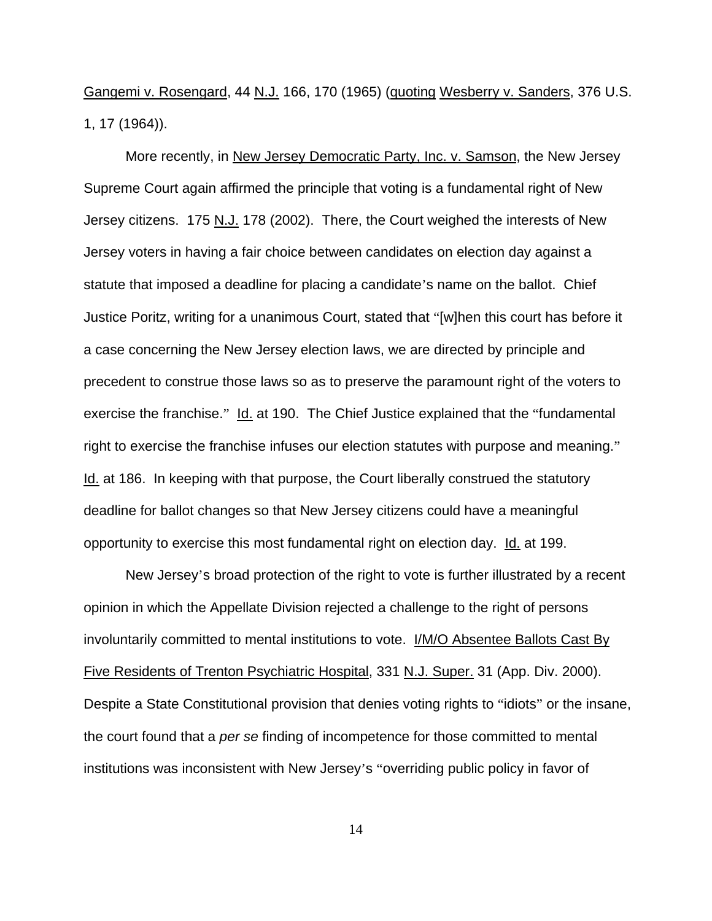Gangemi v. Rosengard, 44 N.J. 166, 170 (1965) (quoting Wesberry v. Sanders, 376 U.S. 1, 17 (1964)).

More recently, in New Jersey Democratic Party, Inc. v. Samson, the New Jersey Supreme Court again affirmed the principle that voting is a fundamental right of New Jersey citizens. 175 N.J. 178 (2002). There, the Court weighed the interests of New Jersey voters in having a fair choice between candidates on election day against a statute that imposed a deadline for placing a candidate's name on the ballot. Chief Justice Poritz, writing for a unanimous Court, stated that "[w]hen this court has before it a case concerning the New Jersey election laws, we are directed by principle and precedent to construe those laws so as to preserve the paramount right of the voters to exercise the franchise." Id. at 190. The Chief Justice explained that the "fundamental right to exercise the franchise infuses our election statutes with purpose and meaning." Id. at 186. In keeping with that purpose, the Court liberally construed the statutory deadline for ballot changes so that New Jersey citizens could have a meaningful opportunity to exercise this most fundamental right on election day. Id. at 199.

New Jersey's broad protection of the right to vote is further illustrated by a recent opinion in which the Appellate Division rejected a challenge to the right of persons involuntarily committed to mental institutions to vote. I/M/O Absentee Ballots Cast By Five Residents of Trenton Psychiatric Hospital, 331 N.J. Super. 31 (App. Div. 2000). Despite a State Constitutional provision that denies voting rights to "idiots" or the insane, the court found that a *per se* finding of incompetence for those committed to mental institutions was inconsistent with New Jersey's "overriding public policy in favor of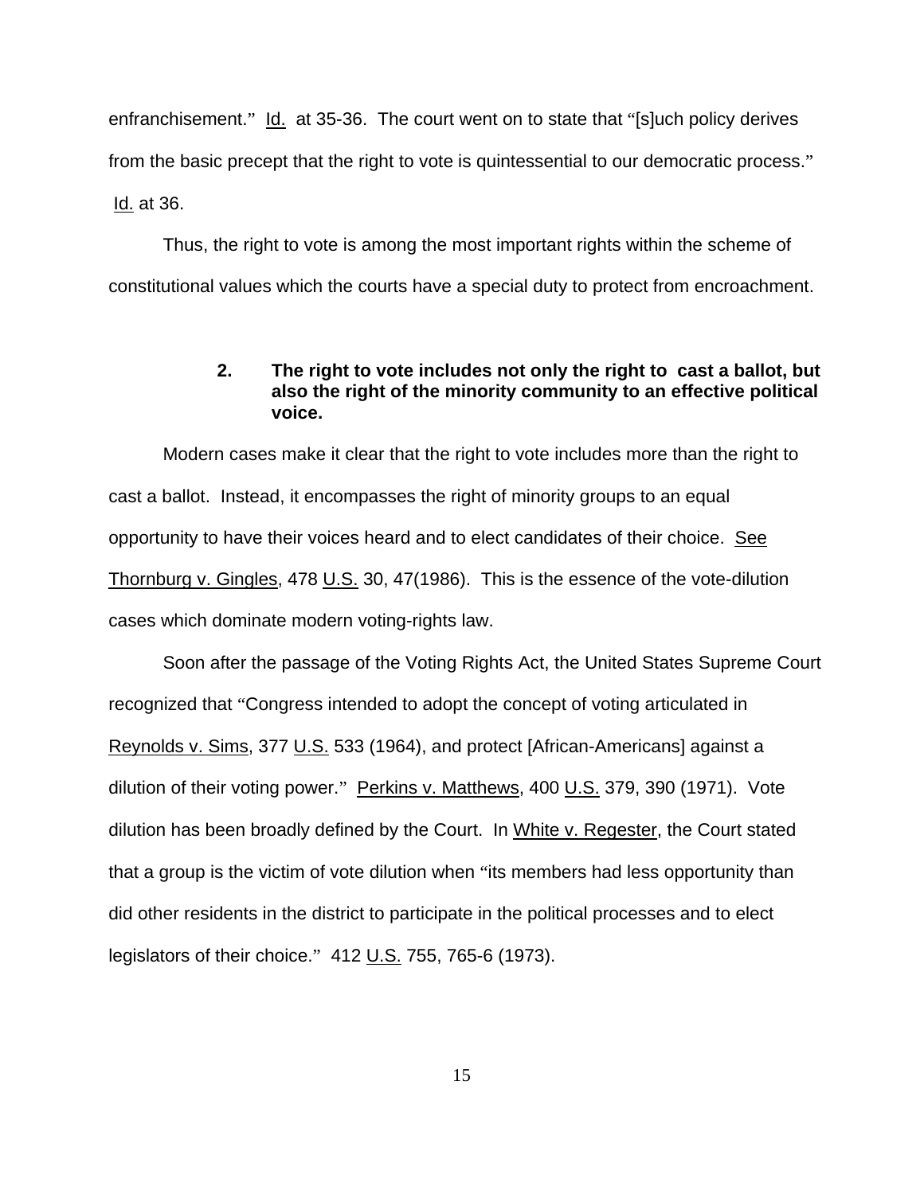enfranchisement." Id. at 35-36. The court went on to state that "[s]uch policy derives from the basic precept that the right to vote is quintessential to our democratic process." Id. at 36.

Thus, the right to vote is among the most important rights within the scheme of constitutional values which the courts have a special duty to protect from encroachment.

### 2. The right to vote includes not only the right to cast a ballot, but also the right of the minority community to an effective political voice.

Modern cases make it clear that the right to vote includes more than the right to cast a ballot. Instead, it encompasses the right of minority groups to an equal opportunity to have their voices heard and to elect candidates of their choice. See Thornburg v. Gingles, 478 U.S. 30, 47(1986). This is the essence of the vote-dilution cases which dominate modern voting-rights law.

Soon after the passage of the Voting Rights Act, the United States Supreme Court recognized that "Congress intended to adopt the concept of voting articulated in Reynolds v. Sims, 377 U.S. 533 (1964), and protect [African-Americans] against a dilution of their voting power." Perkins v. Matthews, 400 U.S. 379, 390 (1971). Vote dilution has been broadly defined by the Court. In White v. Regester, the Court stated that a group is the victim of vote dilution when "its members had less opportunity than did other residents in the district to participate in the political processes and to elect legislators of their choice." 412 U.S. 755, 765-6 (1973).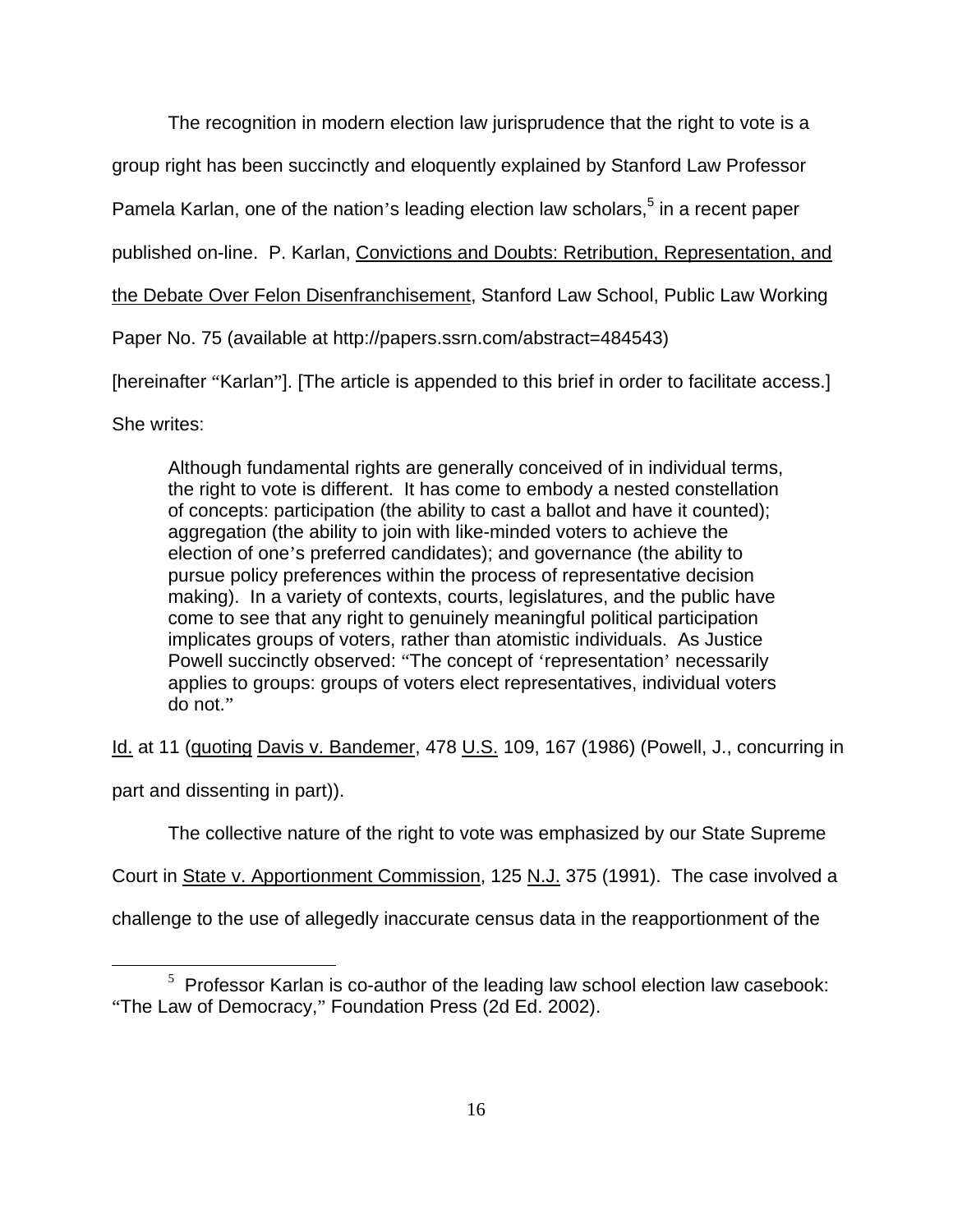The recognition in modern election law jurisprudence that the right to vote is a group right has been succinctly and eloquently explained by Stanford Law Professor Pamela Karlan, one of the nation's leading election law scholars,[5] in a recent paper published on-line. P. Karlan, Convictions and Doubts: Retribution, Representation, and the Debate Over Felon Disenfranchisement, Stanford Law School, Public Law Working Paper No. 75 (available at http://papers.ssrn.com/abstract=484543) [hereinafter "Karlan"]. [The article is appended to this brief in order to facilitate access.] She writes:

> Although fundamental rights are generally conceived of in individual terms, the right to vote is different. It has come to embody a nested constellation of concepts: participation (the ability to cast a ballot and have it counted); aggregation (the ability to join with like-minded voters to achieve the election of one's preferred candidates); and governance (the ability to pursue policy preferences within the process of representative decision making). In a variety of contexts, courts, legislatures, and the public have come to see that any right to genuinely meaningful political participation implicates groups of voters, rather than atomistic individuals. As Justice Powell succinctly observed: "The concept of 'representation' necessarily applies to groups: groups of voters elect representatives, individual voters do not."

Id. at 11 (quoting Davis v. Bandemer, 478 U.S. 109, 167 (1986) (Powell, J., concurring in part and dissenting in part)).

The collective nature of the right to vote was emphasized by our State Supreme Court in State v. Apportionment Commission, 125 N.J. 375 (1991). The case involved a challenge to the use of allegedly inaccurate census data in the reapportionment of the

---

[5] Professor Karlan is co-author of the leading law school election law casebook: "The Law of Democracy," Foundation Press (2d Ed. 2002).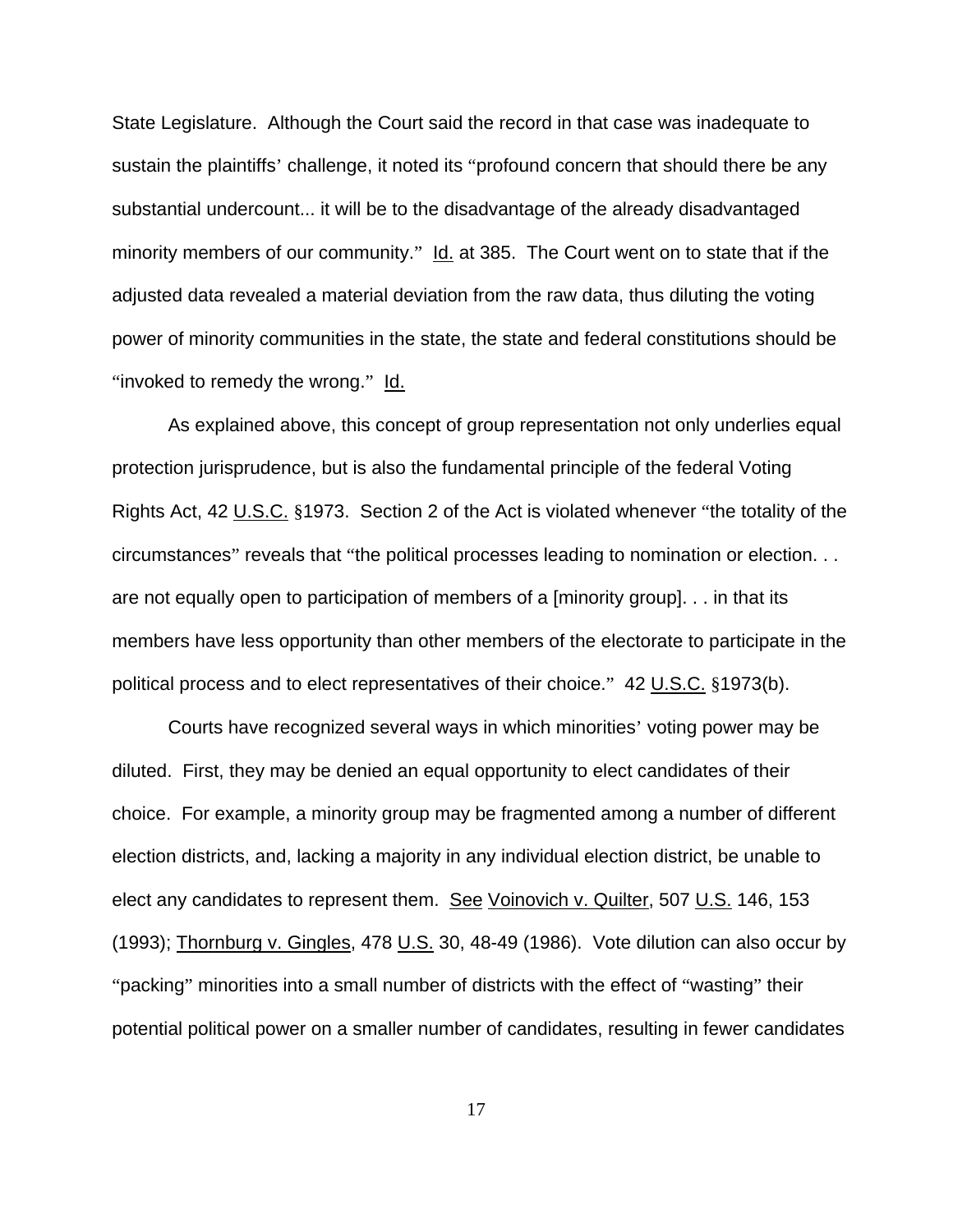State Legislature. Although the Court said the record in that case was inadequate to sustain the plaintiffs' challenge, it noted its "profound concern that should there be any substantial undercount... it will be to the disadvantage of the already disadvantaged minority members of our community." Id. at 385. The Court went on to state that if the adjusted data revealed a material deviation from the raw data, thus diluting the voting power of minority communities in the state, the state and federal constitutions should be "invoked to remedy the wrong." Id.

As explained above, this concept of group representation not only underlies equal protection jurisprudence, but is also the fundamental principle of the federal Voting Rights Act, 42 U.S.C. §1973. Section 2 of the Act is violated whenever "the totality of the circumstances" reveals that "the political processes leading to nomination or election. . . are not equally open to participation of members of a [minority group]. . . in that its members have less opportunity than other members of the electorate to participate in the political process and to elect representatives of their choice." 42 U.S.C. §1973(b).

Courts have recognized several ways in which minorities' voting power may be diluted. First, they may be denied an equal opportunity to elect candidates of their choice. For example, a minority group may be fragmented among a number of different election districts, and, lacking a majority in any individual election district, be unable to elect any candidates to represent them. See Voinovich v. Quilter, 507 U.S. 146, 153 (1993); Thornburg v. Gingles, 478 U.S. 30, 48-49 (1986). Vote dilution can also occur by "packing" minorities into a small number of districts with the effect of "wasting" their potential political power on a smaller number of candidates, resulting in fewer candidates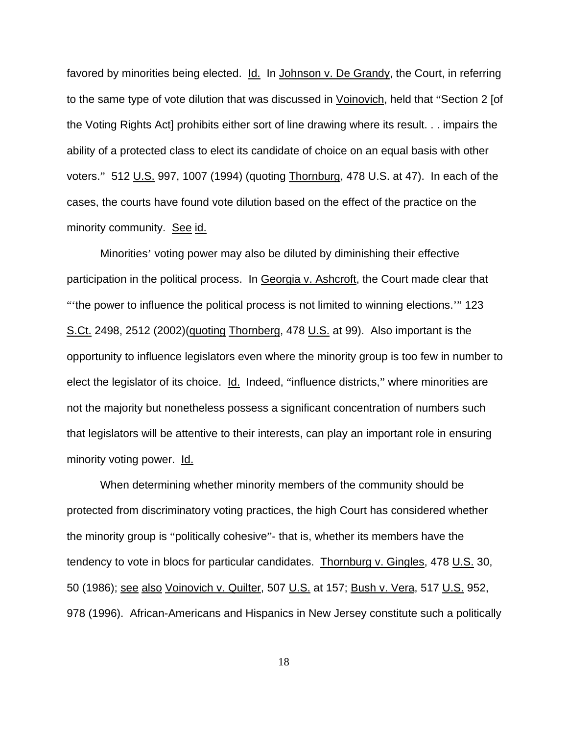favored by minorities being elected. Id. In Johnson v. De Grandy, the Court, in referring to the same type of vote dilution that was discussed in Voinovich, held that "Section 2 [of the Voting Rights Act] prohibits either sort of line drawing where its result. . . impairs the ability of a protected class to elect its candidate of choice on an equal basis with other voters." 512 U.S. 997, 1007 (1994) (quoting Thornburg, 478 U.S. at 47). In each of the cases, the courts have found vote dilution based on the effect of the practice on the minority community. See id.

Minorities' voting power may also be diluted by diminishing their effective participation in the political process. In Georgia v. Ashcroft, the Court made clear that "'the power to influence the political process is not limited to winning elections.'" 123 S.Ct. 2498, 2512 (2002)(quoting Thornberg, 478 U.S. at 99). Also important is the opportunity to influence legislators even where the minority group is too few in number to elect the legislator of its choice. Id. Indeed, "influence districts," where minorities are not the majority but nonetheless possess a significant concentration of numbers such that legislators will be attentive to their interests, can play an important role in ensuring minority voting power. Id.

When determining whether minority members of the community should be protected from discriminatory voting practices, the high Court has considered whether the minority group is "politically cohesive"- that is, whether its members have the tendency to vote in blocs for particular candidates. Thornburg v. Gingles, 478 U.S. 30, 50 (1986); see also Voinovich v. Quilter, 507 U.S. at 157; Bush v. Vera, 517 U.S. 952, 978 (1996). African-Americans and Hispanics in New Jersey constitute such a politically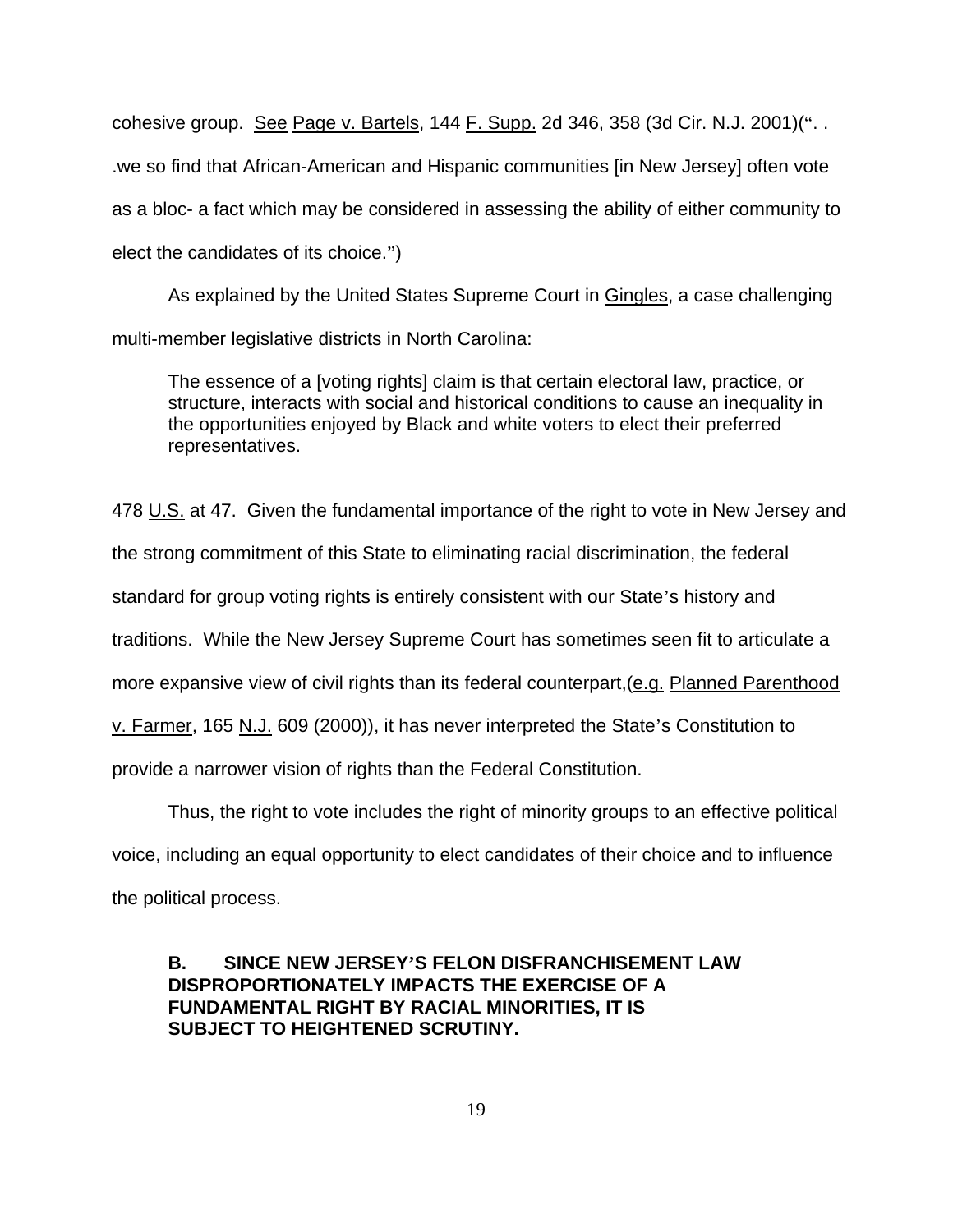cohesive group. See Page v. Bartels, 144 F. Supp. 2d 346, 358 (3d Cir. N.J. 2001)(". . .we so find that African-American and Hispanic communities [in New Jersey] often vote as a bloc- a fact which may be considered in assessing the ability of either community to elect the candidates of its choice.")

As explained by the United States Supreme Court in Gingles, a case challenging multi-member legislative districts in North Carolina:

> The essence of a [voting rights] claim is that certain electoral law, practice, or structure, interacts with social and historical conditions to cause an inequality in the opportunities enjoyed by Black and white voters to elect their preferred representatives.

478 U.S. at 47. Given the fundamental importance of the right to vote in New Jersey and the strong commitment of this State to eliminating racial discrimination, the federal standard for group voting rights is entirely consistent with our State's history and traditions. While the New Jersey Supreme Court has sometimes seen fit to articulate a more expansive view of civil rights than its federal counterpart,(e.g. Planned Parenthood v. Farmer, 165 N.J. 609 (2000)), it has never interpreted the State's Constitution to provide a narrower vision of rights than the Federal Constitution.

Thus, the right to vote includes the right of minority groups to an effective political voice, including an equal opportunity to elect candidates of their choice and to influence the political process.

### B. SINCE NEW JERSEY'S FELON DISFRANCHISEMENT LAW DISPROPORTIONATELY IMPACTS THE EXERCISE OF A FUNDAMENTAL RIGHT BY RACIAL MINORITIES, IT IS SUBJECT TO HEIGHTENED SCRUTINY.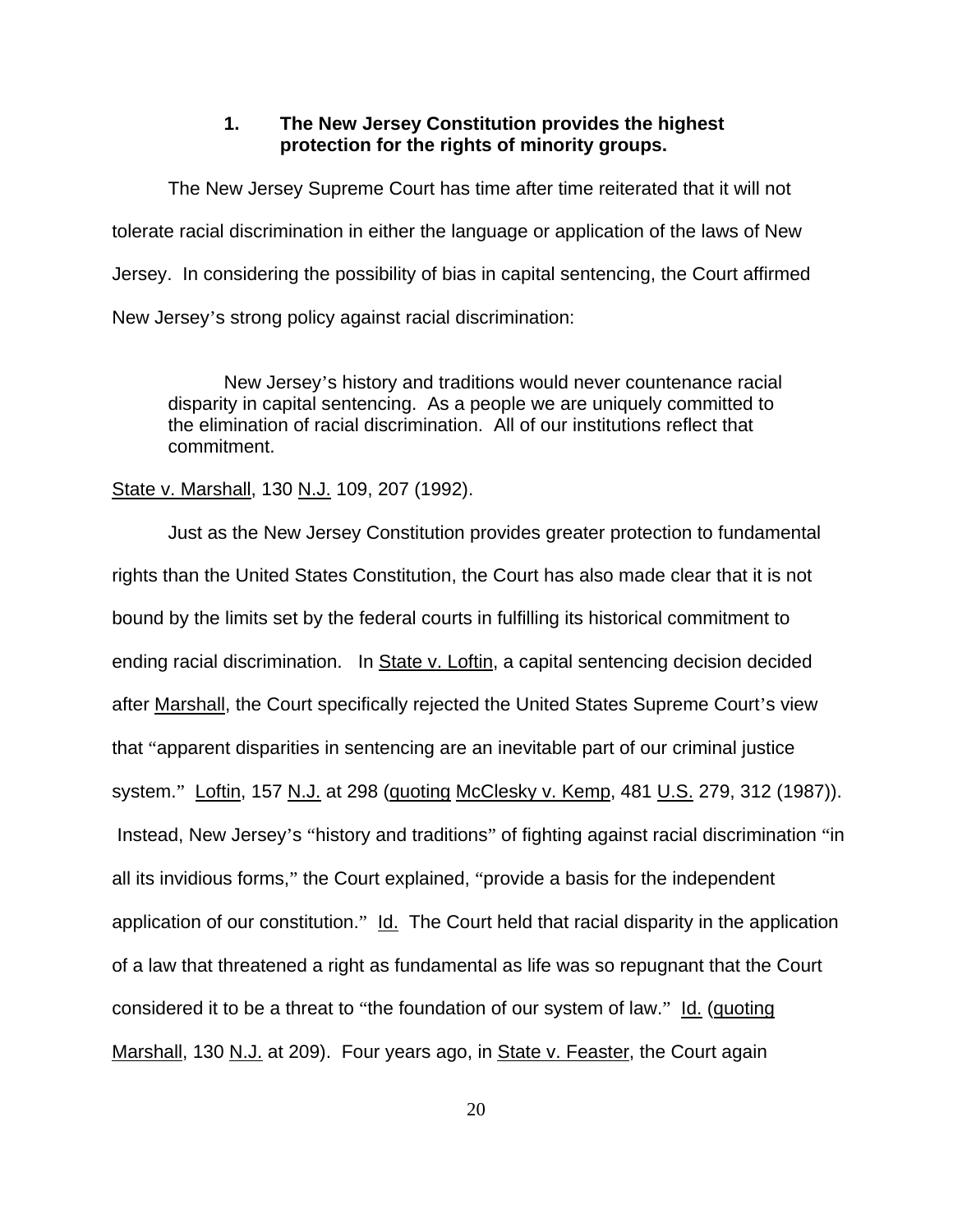### 1. The New Jersey Constitution provides the highest protection for the rights of minority groups.

The New Jersey Supreme Court has time after time reiterated that it will not tolerate racial discrimination in either the language or application of the laws of New Jersey. In considering the possibility of bias in capital sentencing, the Court affirmed New Jersey's strong policy against racial discrimination:

> New Jersey's history and traditions would never countenance racial disparity in capital sentencing. As a people we are uniquely committed to the elimination of racial discrimination. All of our institutions reflect that commitment.

State v. Marshall, 130 N.J. 109, 207 (1992).

Just as the New Jersey Constitution provides greater protection to fundamental rights than the United States Constitution, the Court has also made clear that it is not bound by the limits set by the federal courts in fulfilling its historical commitment to ending racial discrimination. In State v. Loftin, a capital sentencing decision decided after Marshall, the Court specifically rejected the United States Supreme Court's view that "apparent disparities in sentencing are an inevitable part of our criminal justice system." Loftin, 157 N.J. at 298 (quoting McClesky v. Kemp, 481 U.S. 279, 312 (1987)). Instead, New Jersey's "history and traditions" of fighting against racial discrimination "in all its invidious forms," the Court explained, "provide a basis for the independent application of our constitution." Id. The Court held that racial disparity in the application of a law that threatened a right as fundamental as life was so repugnant that the Court considered it to be a threat to "the foundation of our system of law." Id. (quoting Marshall, 130 N.J. at 209). Four years ago, in State v. Feaster, the Court again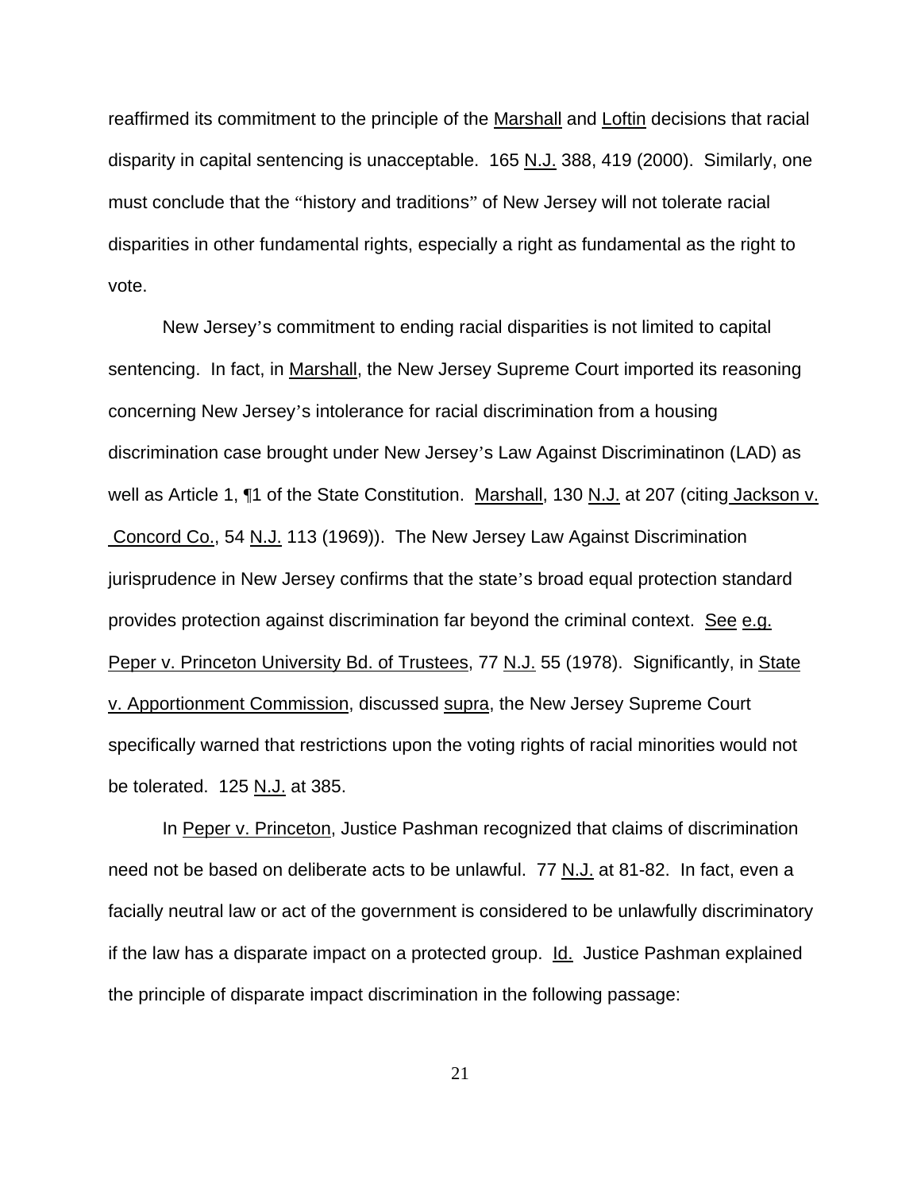reaffirmed its commitment to the principle of the Marshall and Loftin decisions that racial disparity in capital sentencing is unacceptable. 165 N.J. 388, 419 (2000). Similarly, one must conclude that the "history and traditions" of New Jersey will not tolerate racial disparities in other fundamental rights, especially a right as fundamental as the right to vote.

New Jersey's commitment to ending racial disparities is not limited to capital sentencing. In fact, in Marshall, the New Jersey Supreme Court imported its reasoning concerning New Jersey's intolerance for racial discrimination from a housing discrimination case brought under New Jersey's Law Against Discriminatinon (LAD) as well as Article 1, ¶1 of the State Constitution. Marshall, 130 N.J. at 207 (citing Jackson v. Concord Co., 54 N.J. 113 (1969)). The New Jersey Law Against Discrimination jurisprudence in New Jersey confirms that the state's broad equal protection standard provides protection against discrimination far beyond the criminal context. See e.g. Peper v. Princeton University Bd. of Trustees, 77 N.J. 55 (1978). Significantly, in State v. Apportionment Commission, discussed supra, the New Jersey Supreme Court specifically warned that restrictions upon the voting rights of racial minorities would not be tolerated. 125 N.J. at 385.

In Peper v. Princeton, Justice Pashman recognized that claims of discrimination need not be based on deliberate acts to be unlawful. 77 N.J. at 81-82. In fact, even a facially neutral law or act of the government is considered to be unlawfully discriminatory if the law has a disparate impact on a protected group. Id. Justice Pashman explained the principle of disparate impact discrimination in the following passage: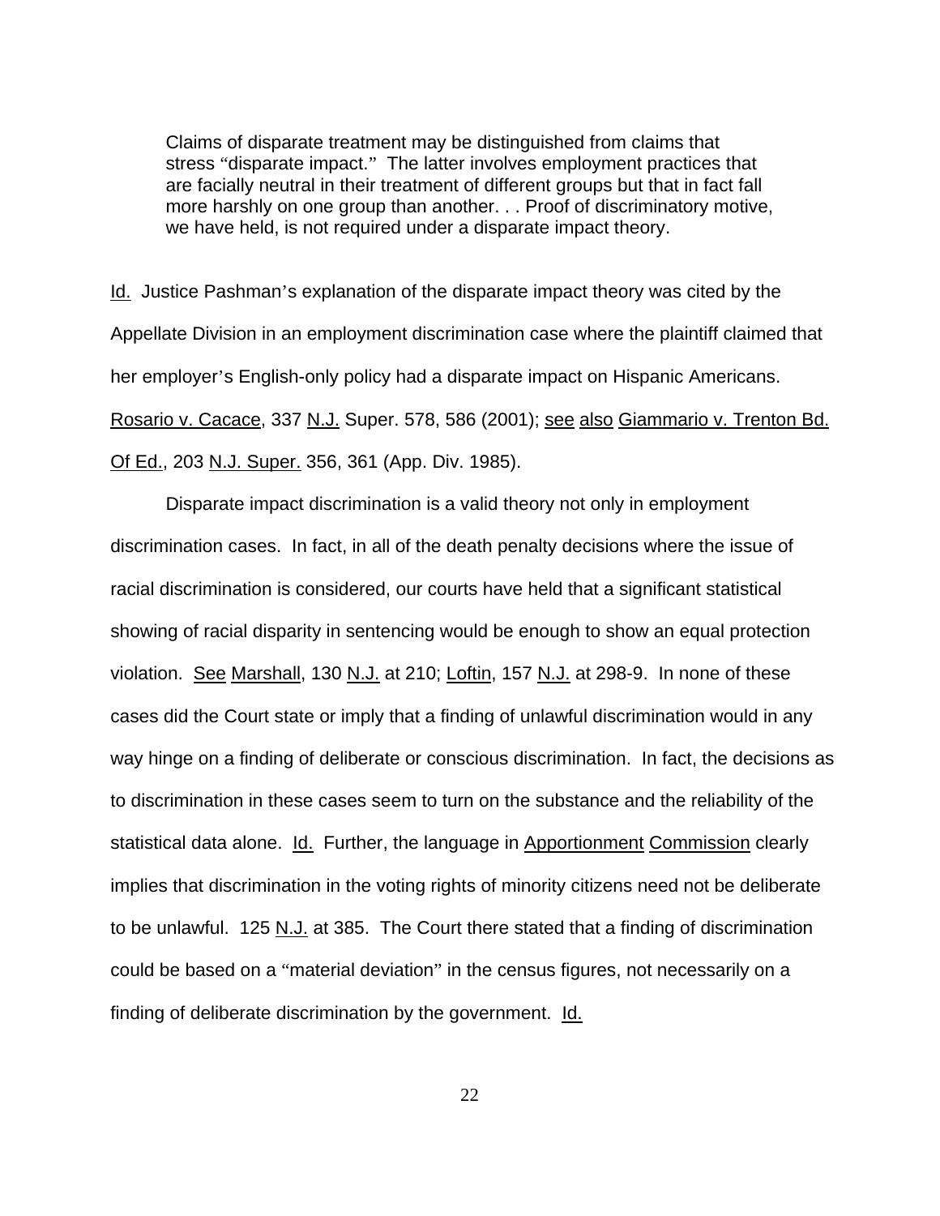> Claims of disparate treatment may be distinguished from claims that stress "disparate impact." The latter involves employment practices that are facially neutral in their treatment of different groups but that in fact fall more harshly on one group than another. . . Proof of discriminatory motive, we have held, is not required under a disparate impact theory.

Id. Justice Pashman's explanation of the disparate impact theory was cited by the Appellate Division in an employment discrimination case where the plaintiff claimed that her employer's English-only policy had a disparate impact on Hispanic Americans. Rosario v. Cacace, 337 N.J. Super. 578, 586 (2001); see also Giammario v. Trenton Bd. Of Ed., 203 N.J. Super. 356, 361 (App. Div. 1985).

Disparate impact discrimination is a valid theory not only in employment discrimination cases. In fact, in all of the death penalty decisions where the issue of racial discrimination is considered, our courts have held that a significant statistical showing of racial disparity in sentencing would be enough to show an equal protection violation. See Marshall, 130 N.J. at 210; Loftin, 157 N.J. at 298-9. In none of these cases did the Court state or imply that a finding of unlawful discrimination would in any way hinge on a finding of deliberate or conscious discrimination. In fact, the decisions as to discrimination in these cases seem to turn on the substance and the reliability of the statistical data alone. Id. Further, the language in Apportionment Commission clearly implies that discrimination in the voting rights of minority citizens need not be deliberate to be unlawful. 125 N.J. at 385. The Court there stated that a finding of discrimination could be based on a "material deviation" in the census figures, not necessarily on a finding of deliberate discrimination by the government. Id.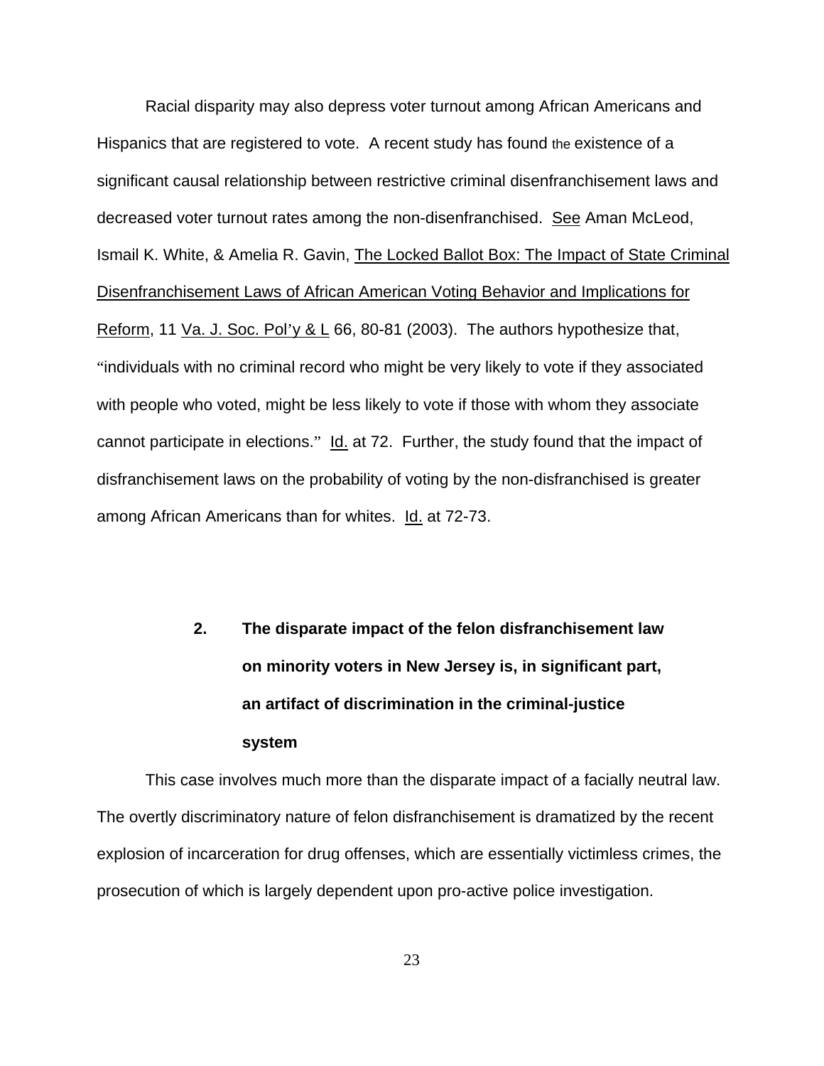Racial disparity may also depress voter turnout among African Americans and Hispanics that are registered to vote. A recent study has found the existence of a significant causal relationship between restrictive criminal disenfranchisement laws and decreased voter turnout rates among the non-disenfranchised. See Aman McLeod, Ismail K. White, & Amelia R. Gavin, The Locked Ballot Box: The Impact of State Criminal Disenfranchisement Laws of African American Voting Behavior and Implications for Reform, 11 Va. J. Soc. Pol'y & L 66, 80-81 (2003). The authors hypothesize that, "individuals with no criminal record who might be very likely to vote if they associated with people who voted, might be less likely to vote if those with whom they associate cannot participate in elections." Id. at 72. Further, the study found that the impact of disfranchisement laws on the probability of voting by the non-disfranchised is greater among African Americans than for whites. Id. at 72-73.

### 2. The disparate impact of the felon disfranchisement law on minority voters in New Jersey is, in significant part, an artifact of discrimination in the criminal-justice system

This case involves much more than the disparate impact of a facially neutral law. The overtly discriminatory nature of felon disfranchisement is dramatized by the recent explosion of incarceration for drug offenses, which are essentially victimless crimes, the prosecution of which is largely dependent upon pro-active police investigation.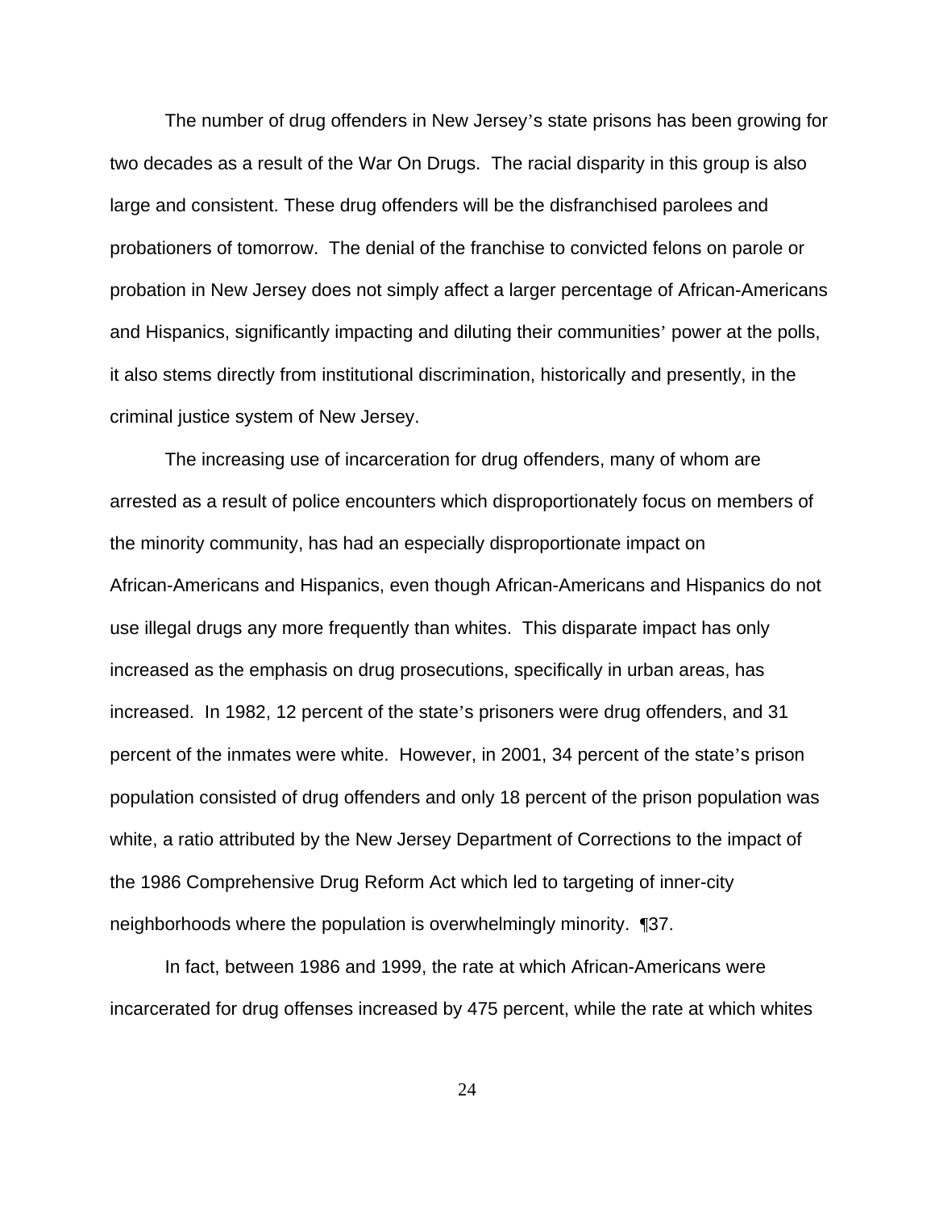The number of drug offenders in New Jersey's state prisons has been growing for two decades as a result of the War On Drugs. The racial disparity in this group is also large and consistent. These drug offenders will be the disfranchised parolees and probationers of tomorrow. The denial of the franchise to convicted felons on parole or probation in New Jersey does not simply affect a larger percentage of African-Americans and Hispanics, significantly impacting and diluting their communities' power at the polls, it also stems directly from institutional discrimination, historically and presently, in the criminal justice system of New Jersey.

The increasing use of incarceration for drug offenders, many of whom are arrested as a result of police encounters which disproportionately focus on members of the minority community, has had an especially disproportionate impact on African-Americans and Hispanics, even though African-Americans and Hispanics do not use illegal drugs any more frequently than whites. This disparate impact has only increased as the emphasis on drug prosecutions, specifically in urban areas, has increased. In 1982, 12 percent of the state's prisoners were drug offenders, and 31 percent of the inmates were white. However, in 2001, 34 percent of the state's prison population consisted of drug offenders and only 18 percent of the prison population was white, a ratio attributed by the New Jersey Department of Corrections to the impact of the 1986 Comprehensive Drug Reform Act which led to targeting of inner-city neighborhoods where the population is overwhelmingly minority. ¶37.

In fact, between 1986 and 1999, the rate at which African-Americans were incarcerated for drug offenses increased by 475 percent, while the rate at which whites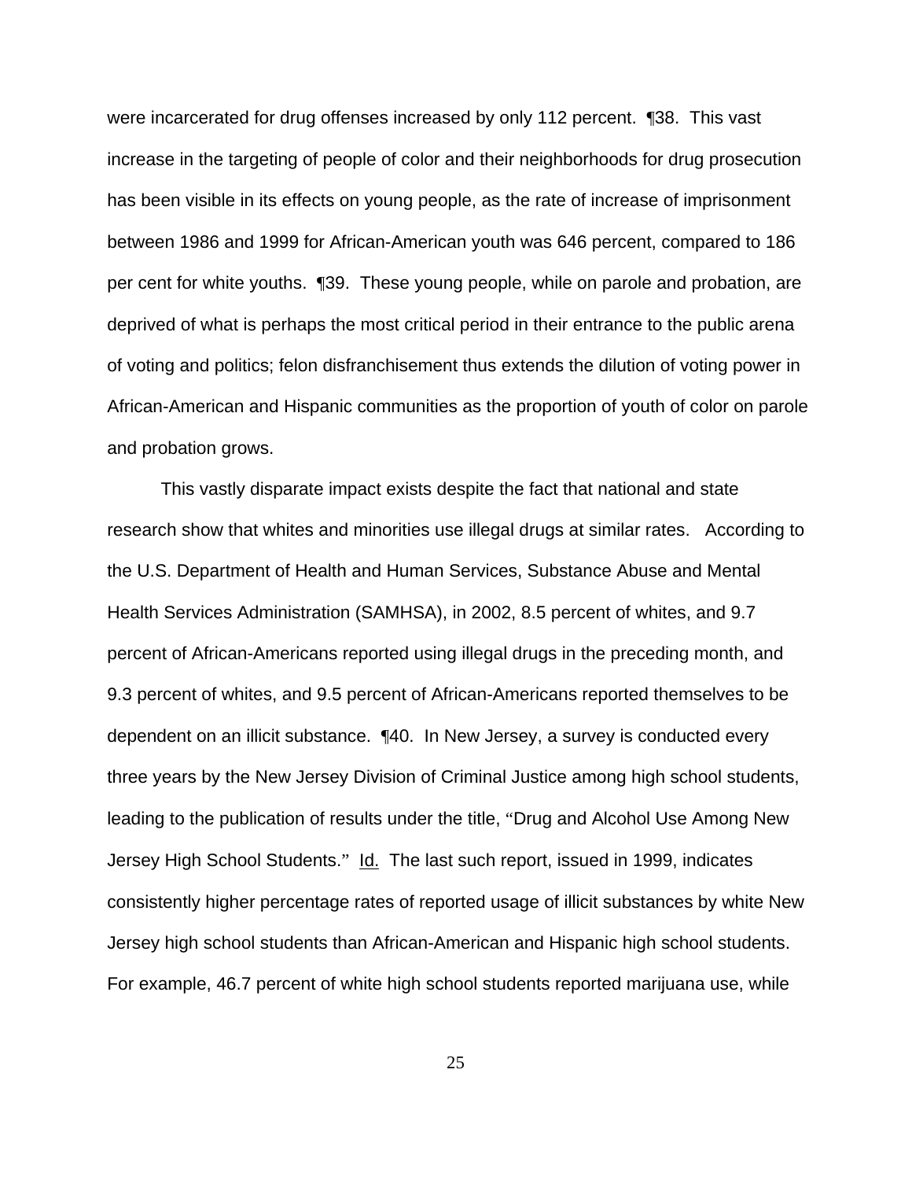were incarcerated for drug offenses increased by only 112 percent. ¶38. This vast increase in the targeting of people of color and their neighborhoods for drug prosecution has been visible in its effects on young people, as the rate of increase of imprisonment between 1986 and 1999 for African-American youth was 646 percent, compared to 186 per cent for white youths. ¶39. These young people, while on parole and probation, are deprived of what is perhaps the most critical period in their entrance to the public arena of voting and politics; felon disfranchisement thus extends the dilution of voting power in African-American and Hispanic communities as the proportion of youth of color on parole and probation grows.

This vastly disparate impact exists despite the fact that national and state research show that whites and minorities use illegal drugs at similar rates. According to the U.S. Department of Health and Human Services, Substance Abuse and Mental Health Services Administration (SAMHSA), in 2002, 8.5 percent of whites, and 9.7 percent of African-Americans reported using illegal drugs in the preceding month, and 9.3 percent of whites, and 9.5 percent of African-Americans reported themselves to be dependent on an illicit substance. ¶40. In New Jersey, a survey is conducted every three years by the New Jersey Division of Criminal Justice among high school students, leading to the publication of results under the title, "Drug and Alcohol Use Among New Jersey High School Students." Id. The last such report, issued in 1999, indicates consistently higher percentage rates of reported usage of illicit substances by white New Jersey high school students than African-American and Hispanic high school students. For example, 46.7 percent of white high school students reported marijuana use, while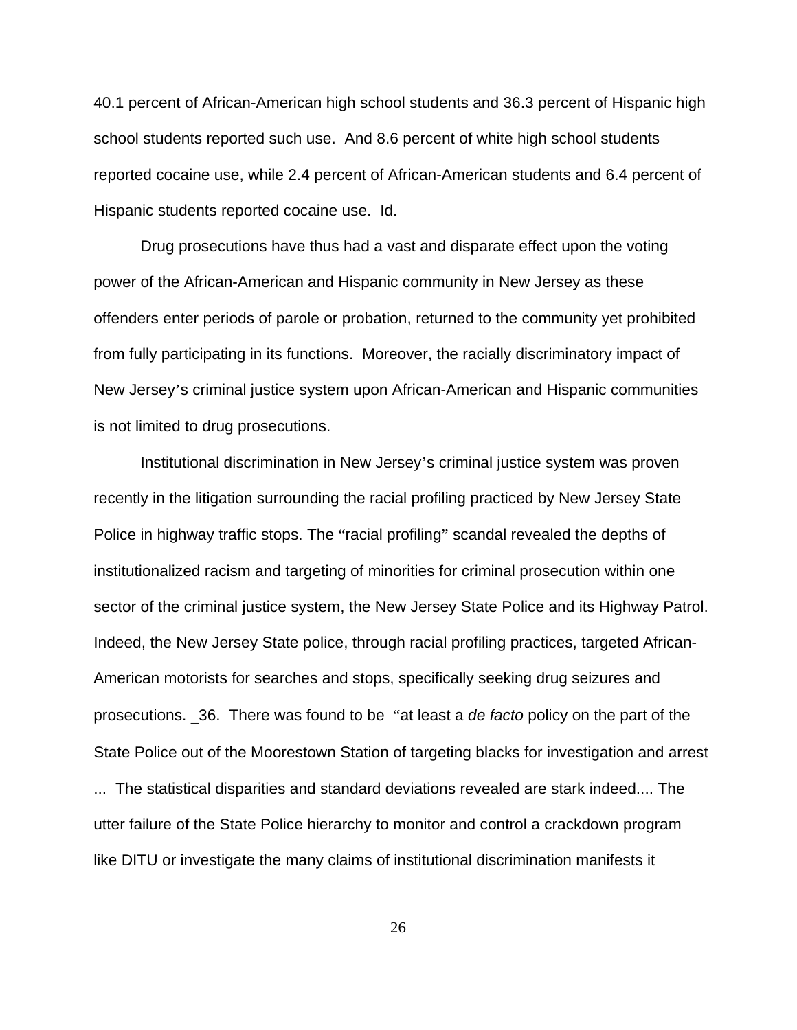40.1 percent of African-American high school students and 36.3 percent of Hispanic high school students reported such use. And 8.6 percent of white high school students reported cocaine use, while 2.4 percent of African-American students and 6.4 percent of Hispanic students reported cocaine use. Id.

Drug prosecutions have thus had a vast and disparate effect upon the voting power of the African-American and Hispanic community in New Jersey as these offenders enter periods of parole or probation, returned to the community yet prohibited from fully participating in its functions. Moreover, the racially discriminatory impact of New Jersey's criminal justice system upon African-American and Hispanic communities is not limited to drug prosecutions.

Institutional discrimination in New Jersey's criminal justice system was proven recently in the litigation surrounding the racial profiling practiced by New Jersey State Police in highway traffic stops. The "racial profiling" scandal revealed the depths of institutionalized racism and targeting of minorities for criminal prosecution within one sector of the criminal justice system, the New Jersey State Police and its Highway Patrol. Indeed, the New Jersey State police, through racial profiling practices, targeted African-American motorists for searches and stops, specifically seeking drug seizures and prosecutions. _36. There was found to be "at least a *de facto* policy on the part of the State Police out of the Moorestown Station of targeting blacks for investigation and arrest ... The statistical disparities and standard deviations revealed are stark indeed.... The utter failure of the State Police hierarchy to monitor and control a crackdown program like DITU or investigate the many claims of institutional discrimination manifests it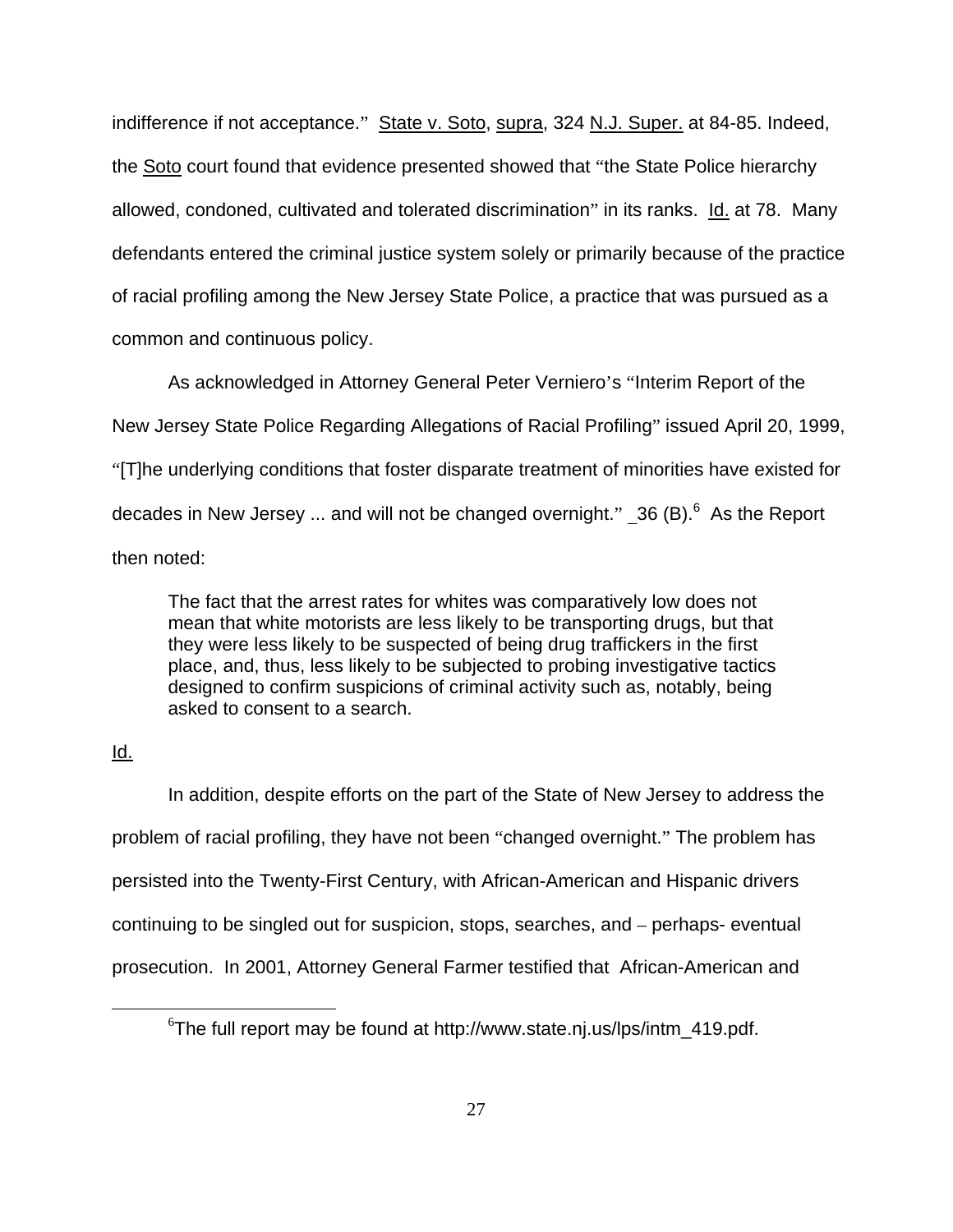indifference if not acceptance." State v. Soto, supra, 324 N.J. Super. at 84-85. Indeed, the Soto court found that evidence presented showed that "the State Police hierarchy allowed, condoned, cultivated and tolerated discrimination" in its ranks. Id. at 78. Many defendants entered the criminal justice system solely or primarily because of the practice of racial profiling among the New Jersey State Police, a practice that was pursued as a common and continuous policy.

As acknowledged in Attorney General Peter Verniero's "Interim Report of the New Jersey State Police Regarding Allegations of Racial Profiling" issued April 20, 1999, "[T]he underlying conditions that foster disparate treatment of minorities have existed for decades in New Jersey ... and will not be changed overnight." _36 (B).[6] As the Report then noted:

> The fact that the arrest rates for whites was comparatively low does not mean that white motorists are less likely to be transporting drugs, but that they were less likely to be suspected of being drug traffickers in the first place, and, thus, less likely to be subjected to probing investigative tactics designed to confirm suspicions of criminal activity such as, notably, being asked to consent to a search.

Id.

In addition, despite efforts on the part of the State of New Jersey to address the problem of racial profiling, they have not been "changed overnight." The problem has persisted into the Twenty-First Century, with African-American and Hispanic drivers continuing to be singled out for suspicion, stops, searches, and – perhaps- eventual prosecution. In 2001, Attorney General Farmer testified that African-American and

[6]The full report may be found at http://www.state.nj.us/lps/intm_419.pdf.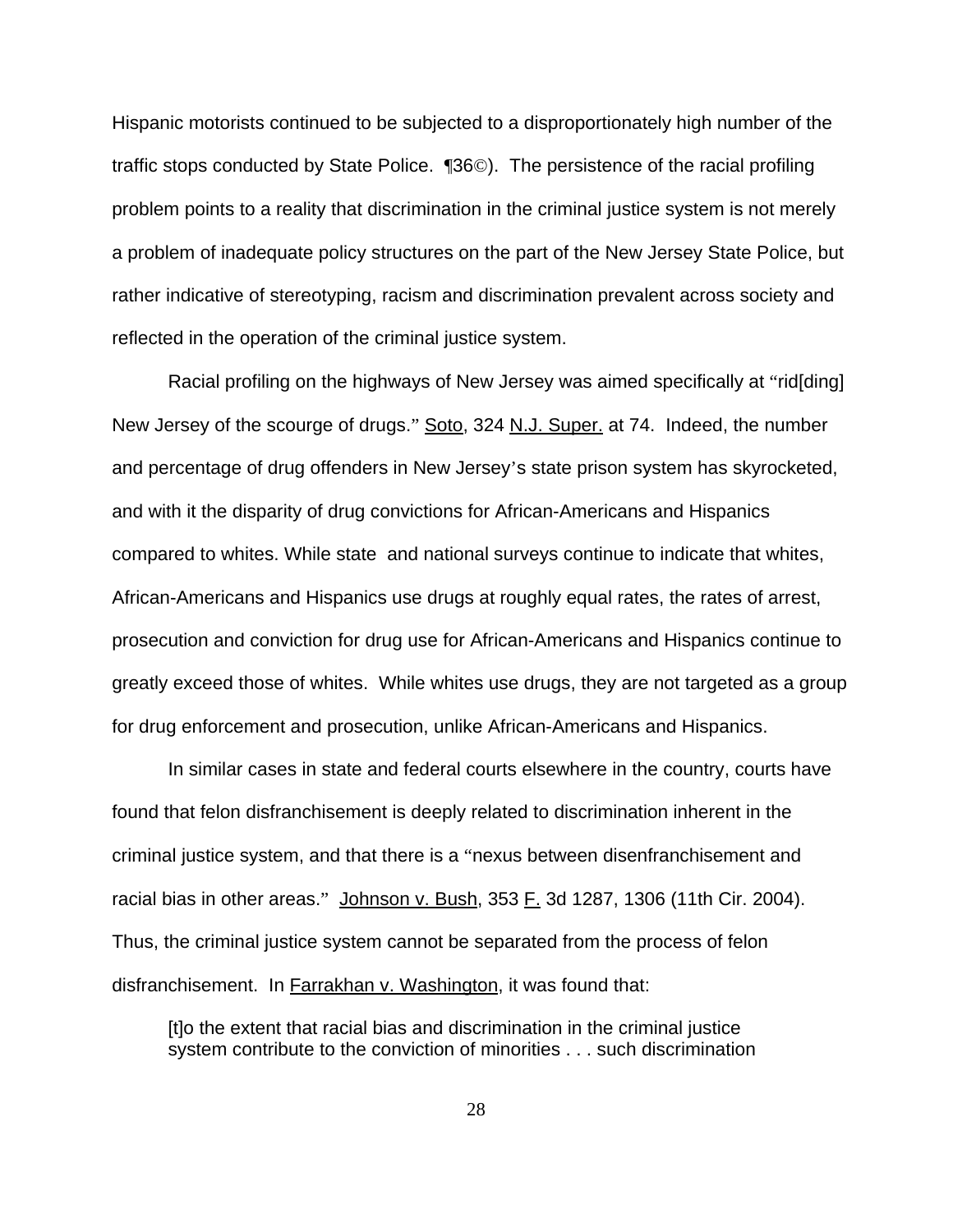Hispanic motorists continued to be subjected to a disproportionately high number of the traffic stops conducted by State Police. ¶36©). The persistence of the racial profiling problem points to a reality that discrimination in the criminal justice system is not merely a problem of inadequate policy structures on the part of the New Jersey State Police, but rather indicative of stereotyping, racism and discrimination prevalent across society and reflected in the operation of the criminal justice system.

Racial profiling on the highways of New Jersey was aimed specifically at "rid[ding] New Jersey of the scourge of drugs." Soto, 324 N.J. Super. at 74. Indeed, the number and percentage of drug offenders in New Jersey's state prison system has skyrocketed, and with it the disparity of drug convictions for African-Americans and Hispanics compared to whites. While state and national surveys continue to indicate that whites, African-Americans and Hispanics use drugs at roughly equal rates, the rates of arrest, prosecution and conviction for drug use for African-Americans and Hispanics continue to greatly exceed those of whites. While whites use drugs, they are not targeted as a group for drug enforcement and prosecution, unlike African-Americans and Hispanics.

In similar cases in state and federal courts elsewhere in the country, courts have found that felon disfranchisement is deeply related to discrimination inherent in the criminal justice system, and that there is a "nexus between disenfranchisement and racial bias in other areas." Johnson v. Bush, 353 F. 3d 1287, 1306 (11th Cir. 2004). Thus, the criminal justice system cannot be separated from the process of felon disfranchisement. In Farrakhan v. Washington, it was found that:

> [t]o the extent that racial bias and discrimination in the criminal justice system contribute to the conviction of minorities . . . such discrimination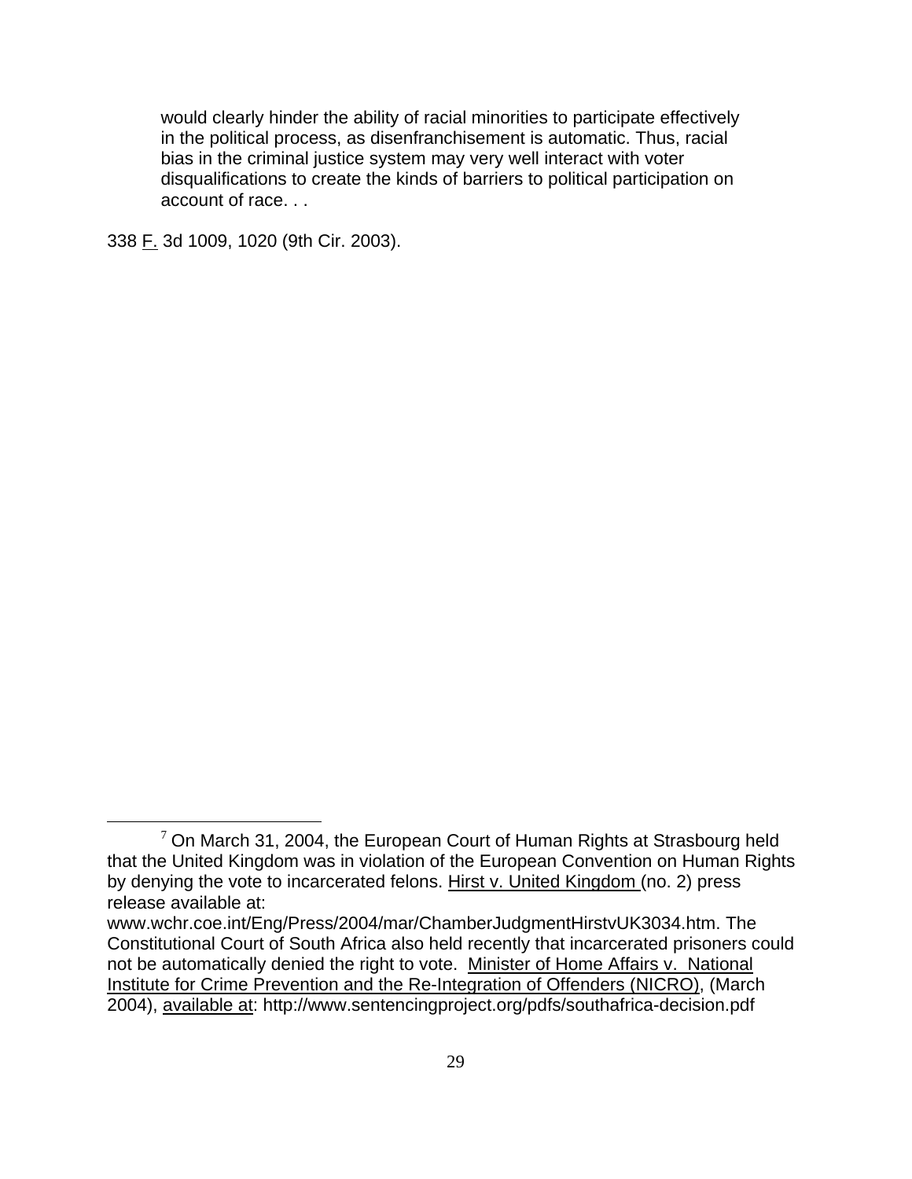> would clearly hinder the ability of racial minorities to participate effectively in the political process, as disenfranchisement is automatic. Thus, racial bias in the criminal justice system may very well interact with voter disqualifications to create the kinds of barriers to political participation on account of race. . .

338 F. 3d 1009, 1020 (9th Cir. 2003).

---

[7] On March 31, 2004, the European Court of Human Rights at Strasbourg held that the United Kingdom was in violation of the European Convention on Human Rights by denying the vote to incarcerated felons. Hirst v. United Kingdom (no. 2) press release available at: www.wchr.coe.int/Eng/Press/2004/mar/ChamberJudgmentHirstvUK3034.htm. The Constitutional Court of South Africa also held recently that incarcerated prisoners could not be automatically denied the right to vote. Minister of Home Affairs v. National Institute for Crime Prevention and the Re-Integration of Offenders (NICRO), (March 2004), available at: http://www.sentencingproject.org/pdfs/southafrica-decision.pdf